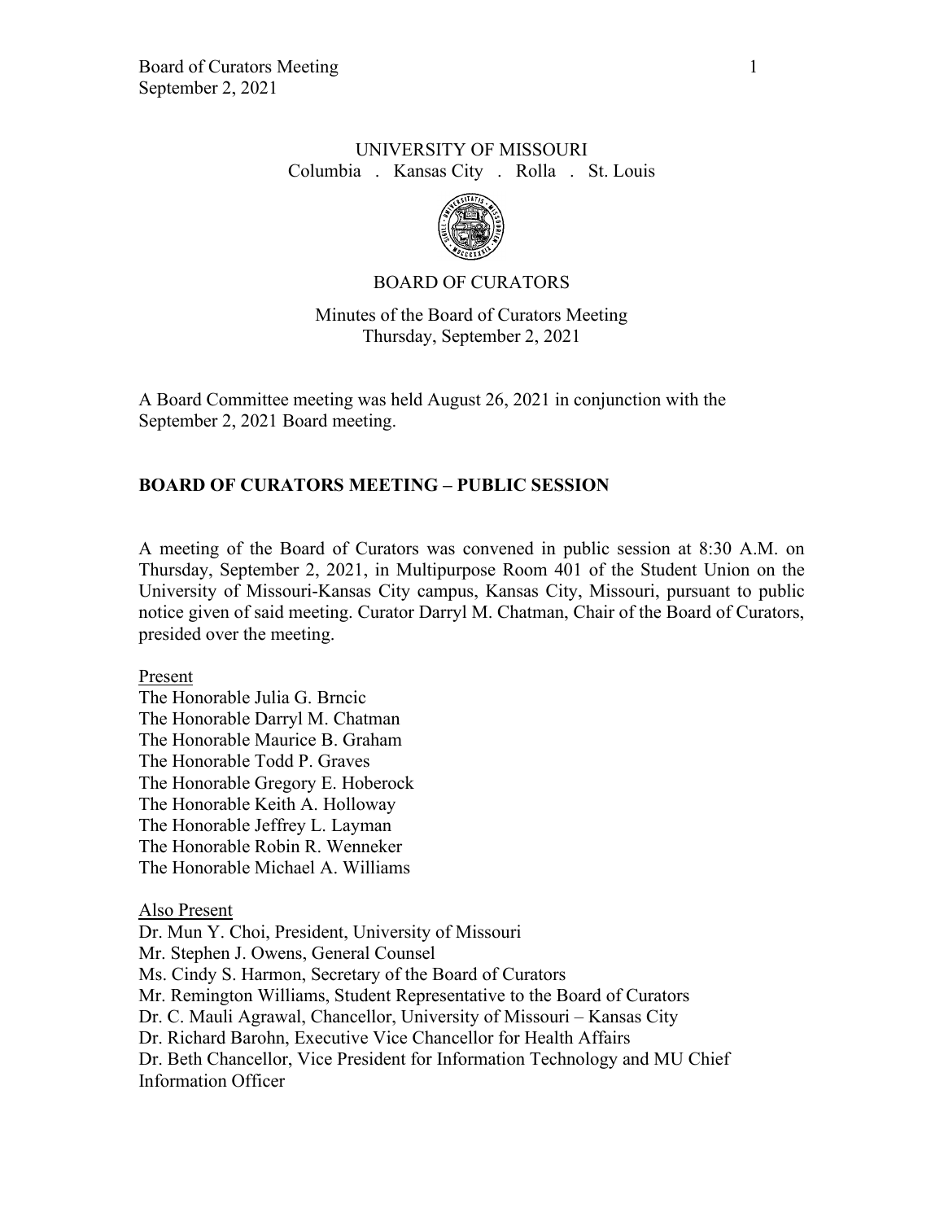UNIVERSITY OF MISSOURI
Columbia . Kansas City . Rolla . St. Louis

BOARD OF CURATORS

Minutes of the Board of Curators Meeting
Thursday, September 2, 2021

A Board Committee meeting was held August 26, 2021 in conjunction with the September 2, 2021 Board meeting.

## BOARD OF CURATORS MEETING – PUBLIC SESSION

A meeting of the Board of Curators was convened in public session at 8:30 A.M. on Thursday, September 2, 2021, in Multipurpose Room 401 of the Student Union on the University of Missouri-Kansas City campus, Kansas City, Missouri, pursuant to public notice given of said meeting. Curator Darryl M. Chatman, Chair of the Board of Curators, presided over the meeting.

Present
The Honorable Julia G. Brncic
The Honorable Darryl M. Chatman
The Honorable Maurice B. Graham
The Honorable Todd P. Graves
The Honorable Gregory E. Hoberock
The Honorable Keith A. Holloway
The Honorable Jeffrey L. Layman
The Honorable Robin R. Wenneker
The Honorable Michael A. Williams

Also Present
Dr. Mun Y. Choi, President, University of Missouri
Mr. Stephen J. Owens, General Counsel
Ms. Cindy S. Harmon, Secretary of the Board of Curators
Mr. Remington Williams, Student Representative to the Board of Curators
Dr. C. Mauli Agrawal, Chancellor, University of Missouri – Kansas City
Dr. Richard Barohn, Executive Vice Chancellor for Health Affairs
Dr. Beth Chancellor, Vice President for Information Technology and MU Chief Information Officer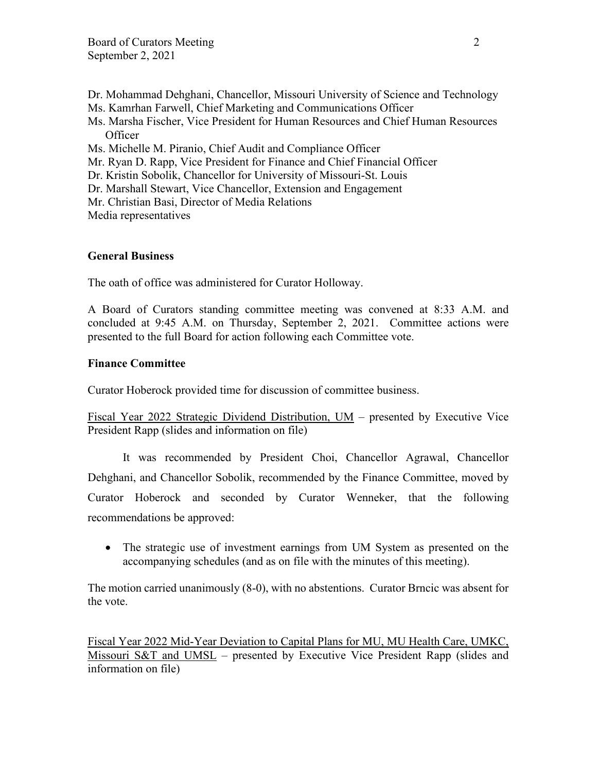Dr. Mohammad Dehghani, Chancellor, Missouri University of Science and Technology
Ms. Kamrhan Farwell, Chief Marketing and Communications Officer
Ms. Marsha Fischer, Vice President for Human Resources and Chief Human Resources Officer
Ms. Michelle M. Piranio, Chief Audit and Compliance Officer
Mr. Ryan D. Rapp, Vice President for Finance and Chief Financial Officer
Dr. Kristin Sobolik, Chancellor for University of Missouri-St. Louis
Dr. Marshall Stewart, Vice Chancellor, Extension and Engagement
Mr. Christian Basi, Director of Media Relations
Media representatives

**General Business**

The oath of office was administered for Curator Holloway.

A Board of Curators standing committee meeting was convened at 8:33 A.M. and concluded at 9:45 A.M. on Thursday, September 2, 2021. Committee actions were presented to the full Board for action following each Committee vote.

**Finance Committee**

Curator Hoberock provided time for discussion of committee business.

Fiscal Year 2022 Strategic Dividend Distribution, UM – presented by Executive Vice President Rapp (slides and information on file)

It was recommended by President Choi, Chancellor Agrawal, Chancellor Dehghani, and Chancellor Sobolik, recommended by the Finance Committee, moved by Curator Hoberock and seconded by Curator Wenneker, that the following recommendations be approved:

- The strategic use of investment earnings from UM System as presented on the accompanying schedules (and as on file with the minutes of this meeting).

The motion carried unanimously (8-0), with no abstentions. Curator Brncic was absent for the vote.

Fiscal Year 2022 Mid-Year Deviation to Capital Plans for MU, MU Health Care, UMKC, Missouri S&T and UMSL – presented by Executive Vice President Rapp (slides and information on file)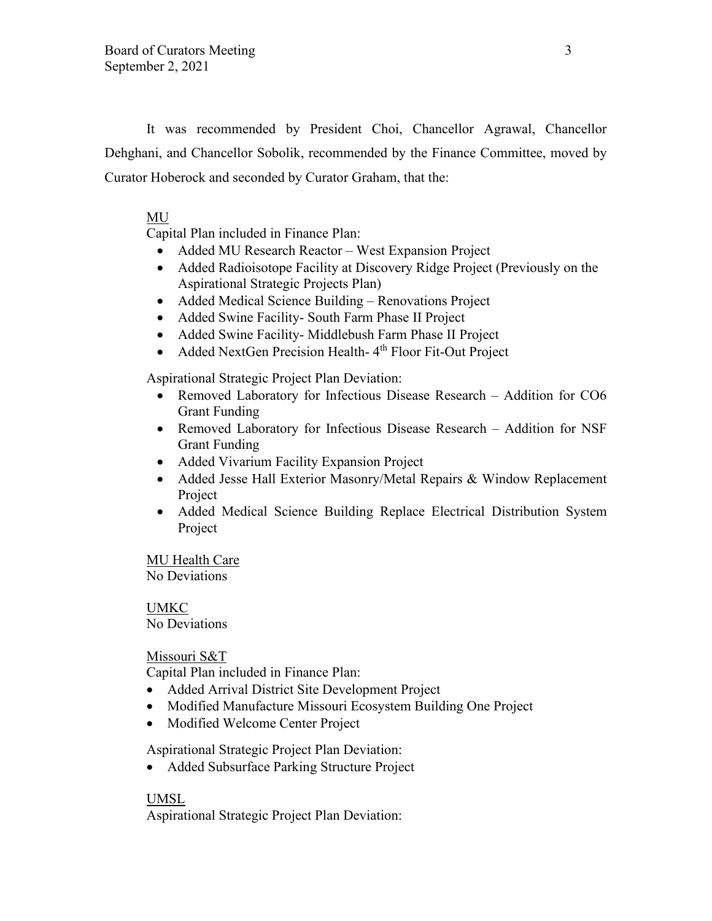It was recommended by President Choi, Chancellor Agrawal, Chancellor Dehghani, and Chancellor Sobolik, recommended by the Finance Committee, moved by Curator Hoberock and seconded by Curator Graham, that the:

MU

Capital Plan included in Finance Plan:

- Added MU Research Reactor – West Expansion Project
- Added Radioisotope Facility at Discovery Ridge Project (Previously on the Aspirational Strategic Projects Plan)
- Added Medical Science Building – Renovations Project
- Added Swine Facility- South Farm Phase II Project
- Added Swine Facility- Middlebush Farm Phase II Project
- Added NextGen Precision Health- 4th Floor Fit-Out Project

Aspirational Strategic Project Plan Deviation:

- Removed Laboratory for Infectious Disease Research – Addition for CO6 Grant Funding
- Removed Laboratory for Infectious Disease Research – Addition for NSF Grant Funding
- Added Vivarium Facility Expansion Project
- Added Jesse Hall Exterior Masonry/Metal Repairs & Window Replacement Project
- Added Medical Science Building Replace Electrical Distribution System Project

MU Health Care

No Deviations

UMKC

No Deviations

Missouri S&T

Capital Plan included in Finance Plan:

- Added Arrival District Site Development Project
- Modified Manufacture Missouri Ecosystem Building One Project
- Modified Welcome Center Project

Aspirational Strategic Project Plan Deviation:

- Added Subsurface Parking Structure Project

UMSL

Aspirational Strategic Project Plan Deviation: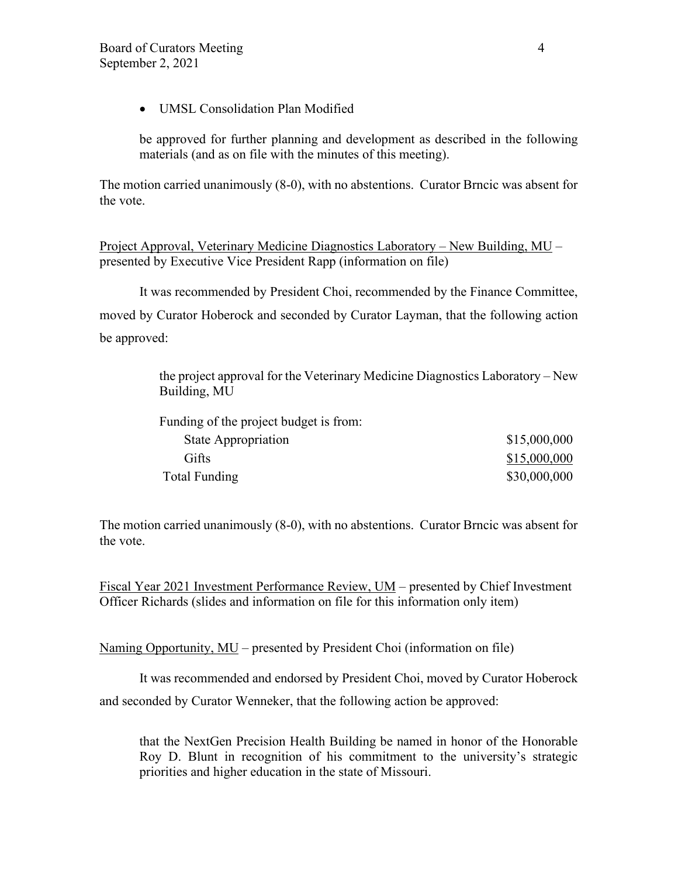- UMSL Consolidation Plan Modified

be approved for further planning and development as described in the following materials (and as on file with the minutes of this meeting).

The motion carried unanimously (8-0), with no abstentions. Curator Brncic was absent for the vote.

Project Approval, Veterinary Medicine Diagnostics Laboratory – New Building, MU – presented by Executive Vice President Rapp (information on file)

It was recommended by President Choi, recommended by the Finance Committee, moved by Curator Hoberock and seconded by Curator Layman, that the following action be approved:

> the project approval for the Veterinary Medicine Diagnostics Laboratory – New Building, MU
>
> Funding of the project budget is from:

| | |
|---|---|
| State Appropriation | $15,000,000 |
| Gifts | $15,000,000 |
| Total Funding | $30,000,000 |

The motion carried unanimously (8-0), with no abstentions. Curator Brncic was absent for the vote.

Fiscal Year 2021 Investment Performance Review, UM – presented by Chief Investment Officer Richards (slides and information on file for this information only item)

Naming Opportunity, MU – presented by President Choi (information on file)

It was recommended and endorsed by President Choi, moved by Curator Hoberock and seconded by Curator Wenneker, that the following action be approved:

> that the NextGen Precision Health Building be named in honor of the Honorable Roy D. Blunt in recognition of his commitment to the university's strategic priorities and higher education in the state of Missouri.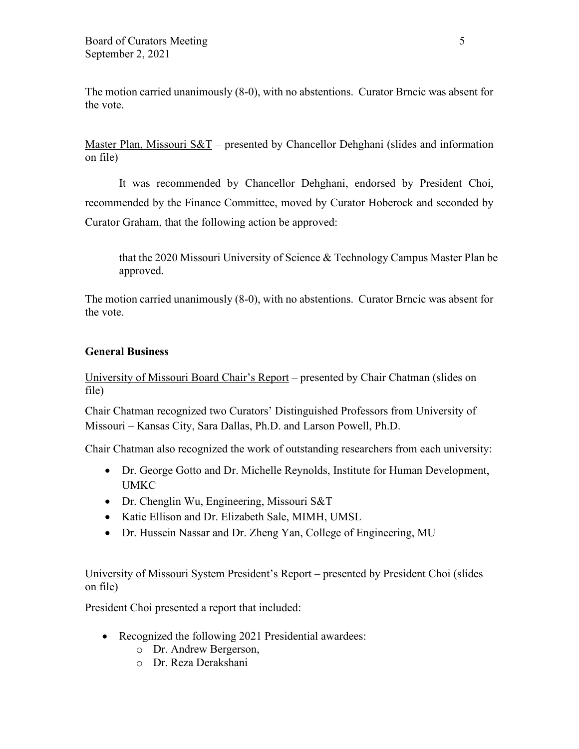The motion carried unanimously (8-0), with no abstentions. Curator Brncic was absent for the vote.

<u>Master Plan, Missouri S&T</u> – presented by Chancellor Dehghani (slides and information on file)

It was recommended by Chancellor Dehghani, endorsed by President Choi, recommended by the Finance Committee, moved by Curator Hoberock and seconded by Curator Graham, that the following action be approved:

> that the 2020 Missouri University of Science & Technology Campus Master Plan be approved.

The motion carried unanimously (8-0), with no abstentions. Curator Brncic was absent for the vote.

**General Business**

<u>University of Missouri Board Chair's Report</u> – presented by Chair Chatman (slides on file)

Chair Chatman recognized two Curators' Distinguished Professors from University of Missouri – Kansas City, Sara Dallas, Ph.D. and Larson Powell, Ph.D.

Chair Chatman also recognized the work of outstanding researchers from each university:

- Dr. George Gotto and Dr. Michelle Reynolds, Institute for Human Development, UMKC
- Dr. Chenglin Wu, Engineering, Missouri S&T
- Katie Ellison and Dr. Elizabeth Sale, MIMH, UMSL
- Dr. Hussein Nassar and Dr. Zheng Yan, College of Engineering, MU

<u>University of Missouri System President's Report</u> – presented by President Choi (slides on file)

President Choi presented a report that included:

- Recognized the following 2021 Presidential awardees:
    - Dr. Andrew Bergerson,
    - Dr. Reza Derakshani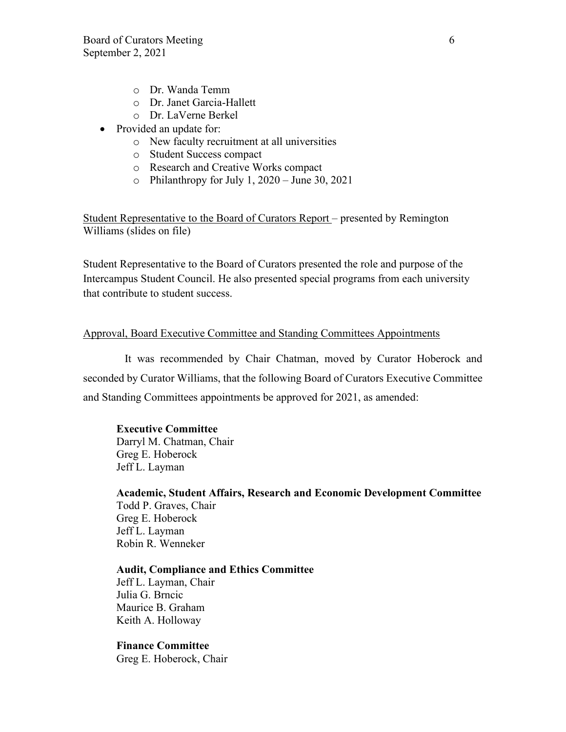- Dr. Wanda Temm
  - Dr. Janet Garcia-Hallett
  - Dr. LaVerne Berkel
- Provided an update for:
  - New faculty recruitment at all universities
  - Student Success compact
  - Research and Creative Works compact
  - Philanthropy for July 1, 2020 – June 30, 2021

Student Representative to the Board of Curators Report – presented by Remington Williams (slides on file)

Student Representative to the Board of Curators presented the role and purpose of the Intercampus Student Council. He also presented special programs from each university that contribute to student success.

Approval, Board Executive Committee and Standing Committees Appointments

It was recommended by Chair Chatman, moved by Curator Hoberock and seconded by Curator Williams, that the following Board of Curators Executive Committee and Standing Committees appointments be approved for 2021, as amended:

**Executive Committee**
Darryl M. Chatman, Chair
Greg E. Hoberock
Jeff L. Layman

**Academic, Student Affairs, Research and Economic Development Committee**
Todd P. Graves, Chair
Greg E. Hoberock
Jeff L. Layman
Robin R. Wenneker

**Audit, Compliance and Ethics Committee**
Jeff L. Layman, Chair
Julia G. Brncic
Maurice B. Graham
Keith A. Holloway

**Finance Committee**
Greg E. Hoberock, Chair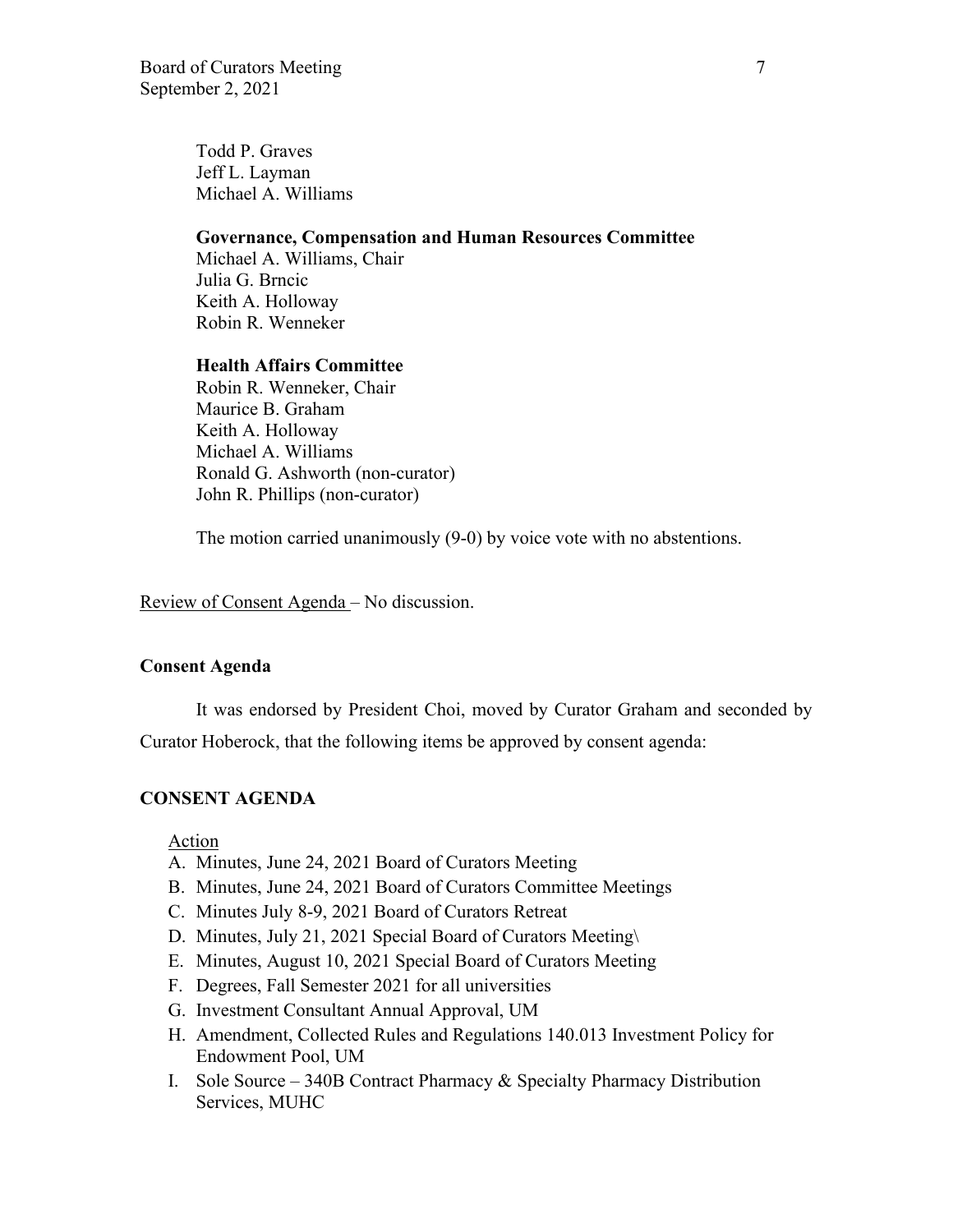Todd P. Graves
Jeff L. Layman
Michael A. Williams

**Governance, Compensation and Human Resources Committee**
Michael A. Williams, Chair
Julia G. Brncic
Keith A. Holloway
Robin R. Wenneker

**Health Affairs Committee**
Robin R. Wenneker, Chair
Maurice B. Graham
Keith A. Holloway
Michael A. Williams
Ronald G. Ashworth (non-curator)
John R. Phillips (non-curator)

The motion carried unanimously (9-0) by voice vote with no abstentions.

Review of Consent Agenda – No discussion.

**Consent Agenda**

It was endorsed by President Choi, moved by Curator Graham and seconded by Curator Hoberock, that the following items be approved by consent agenda:

**CONSENT AGENDA**

Action

A. Minutes, June 24, 2021 Board of Curators Meeting
B. Minutes, June 24, 2021 Board of Curators Committee Meetings
C. Minutes July 8-9, 2021 Board of Curators Retreat
D. Minutes, July 21, 2021 Special Board of Curators Meeting\
E. Minutes, August 10, 2021 Special Board of Curators Meeting
F. Degrees, Fall Semester 2021 for all universities
G. Investment Consultant Annual Approval, UM
H. Amendment, Collected Rules and Regulations 140.013 Investment Policy for Endowment Pool, UM
I. Sole Source – 340B Contract Pharmacy & Specialty Pharmacy Distribution Services, MUHC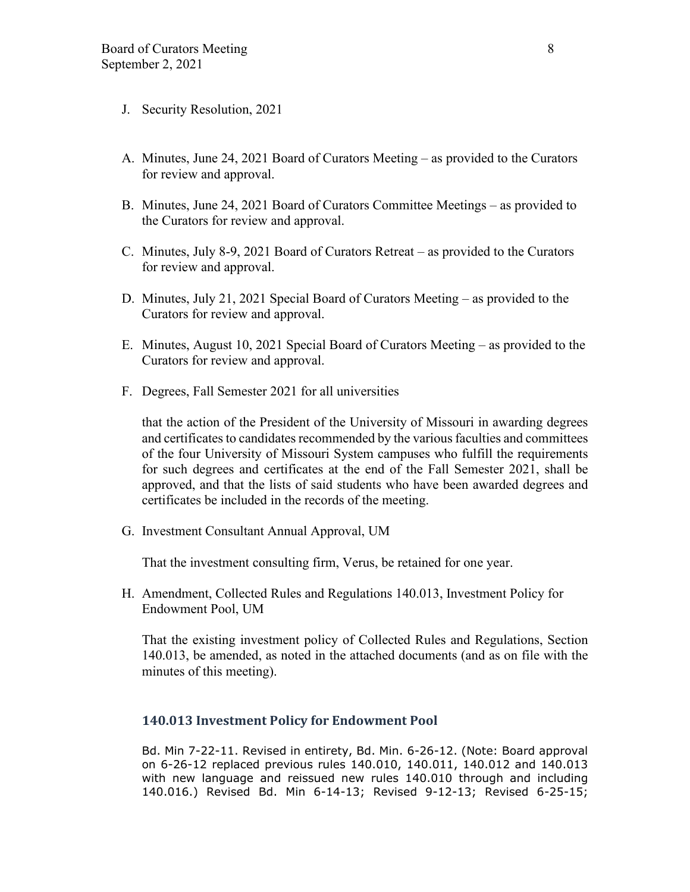J. Security Resolution, 2021

A. Minutes, June 24, 2021 Board of Curators Meeting – as provided to the Curators for review and approval.

B. Minutes, June 24, 2021 Board of Curators Committee Meetings – as provided to the Curators for review and approval.

C. Minutes, July 8-9, 2021 Board of Curators Retreat – as provided to the Curators for review and approval.

D. Minutes, July 21, 2021 Special Board of Curators Meeting – as provided to the Curators for review and approval.

E. Minutes, August 10, 2021 Special Board of Curators Meeting – as provided to the Curators for review and approval.

F. Degrees, Fall Semester 2021 for all universities

   that the action of the President of the University of Missouri in awarding degrees and certificates to candidates recommended by the various faculties and committees of the four University of Missouri System campuses who fulfill the requirements for such degrees and certificates at the end of the Fall Semester 2021, shall be approved, and that the lists of said students who have been awarded degrees and certificates be included in the records of the meeting.

G. Investment Consultant Annual Approval, UM

   That the investment consulting firm, Verus, be retained for one year.

H. Amendment, Collected Rules and Regulations 140.013, Investment Policy for Endowment Pool, UM

   That the existing investment policy of Collected Rules and Regulations, Section 140.013, be amended, as noted in the attached documents (and as on file with the minutes of this meeting).

### 140.013 Investment Policy for Endowment Pool

Bd. Min 7-22-11. Revised in entirety, Bd. Min. 6-26-12. (Note: Board approval on 6-26-12 replaced previous rules 140.010, 140.011, 140.012 and 140.013 with new language and reissued new rules 140.010 through and including 140.016.) Revised Bd. Min 6-14-13; Revised 9-12-13; Revised 6-25-15;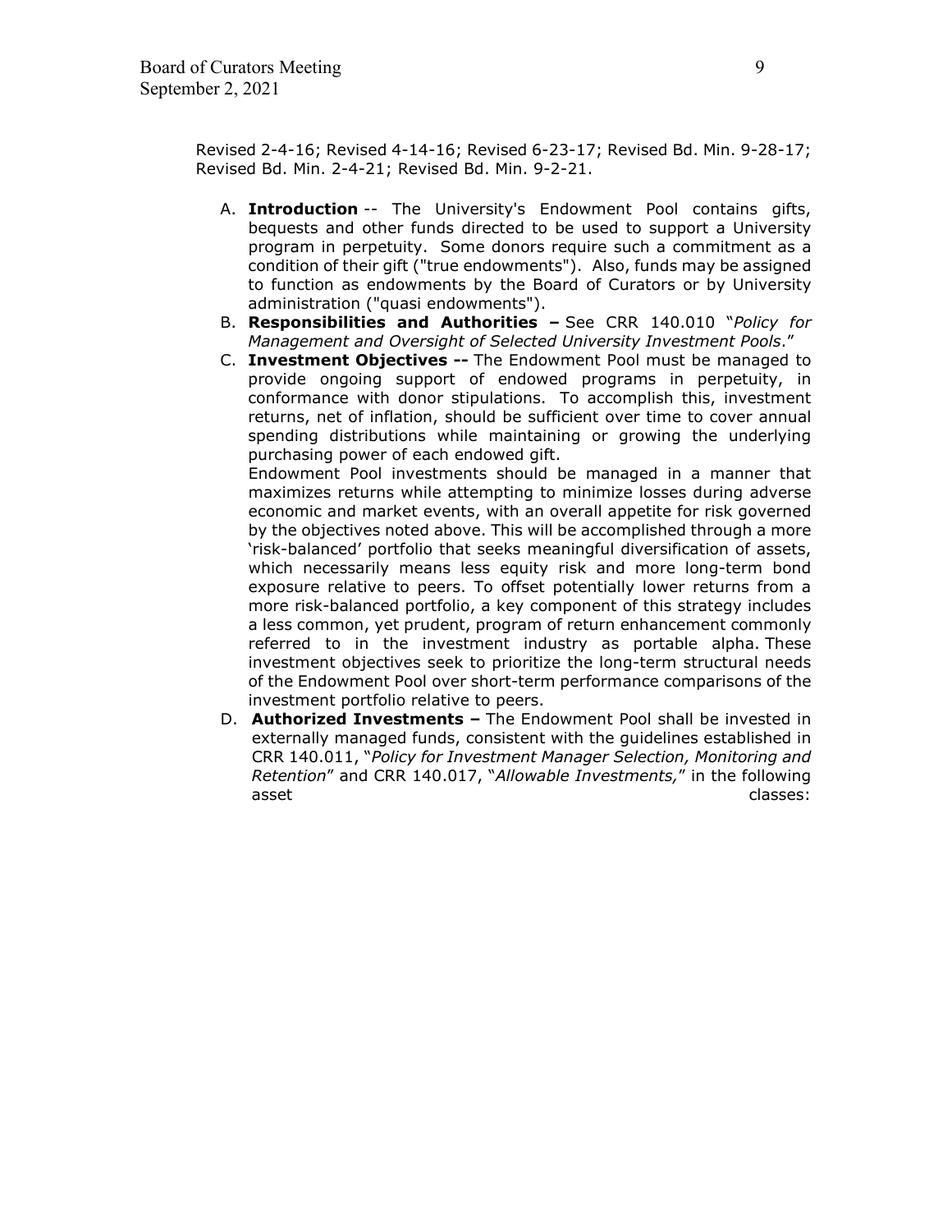Revised 2-4-16; Revised 4-14-16; Revised 6-23-17; Revised Bd. Min. 9-28-17; Revised Bd. Min. 2-4-21; Revised Bd. Min. 9-2-21.

A. **Introduction** -- The University's Endowment Pool contains gifts, bequests and other funds directed to be used to support a University program in perpetuity. Some donors require such a commitment as a condition of their gift ("true endowments"). Also, funds may be assigned to function as endowments by the Board of Curators or by University administration ("quasi endowments").

B. **Responsibilities and Authorities –** See CRR 140.010 "*Policy for Management and Oversight of Selected University Investment Pools*."

C. **Investment Objectives --** The Endowment Pool must be managed to provide ongoing support of endowed programs in perpetuity, in conformance with donor stipulations. To accomplish this, investment returns, net of inflation, should be sufficient over time to cover annual spending distributions while maintaining or growing the underlying purchasing power of each endowed gift.

   Endowment Pool investments should be managed in a manner that maximizes returns while attempting to minimize losses during adverse economic and market events, with an overall appetite for risk governed by the objectives noted above. This will be accomplished through a more 'risk-balanced' portfolio that seeks meaningful diversification of assets, which necessarily means less equity risk and more long-term bond exposure relative to peers. To offset potentially lower returns from a more risk-balanced portfolio, a key component of this strategy includes a less common, yet prudent, program of return enhancement commonly referred to in the investment industry as portable alpha. These investment objectives seek to prioritize the long-term structural needs of the Endowment Pool over short-term performance comparisons of the investment portfolio relative to peers.

D. **Authorized Investments –** The Endowment Pool shall be invested in externally managed funds, consistent with the guidelines established in CRR 140.011, "*Policy for Investment Manager Selection, Monitoring and Retention*" and CRR 140.017, "*Allowable Investments,*" in the following asset classes: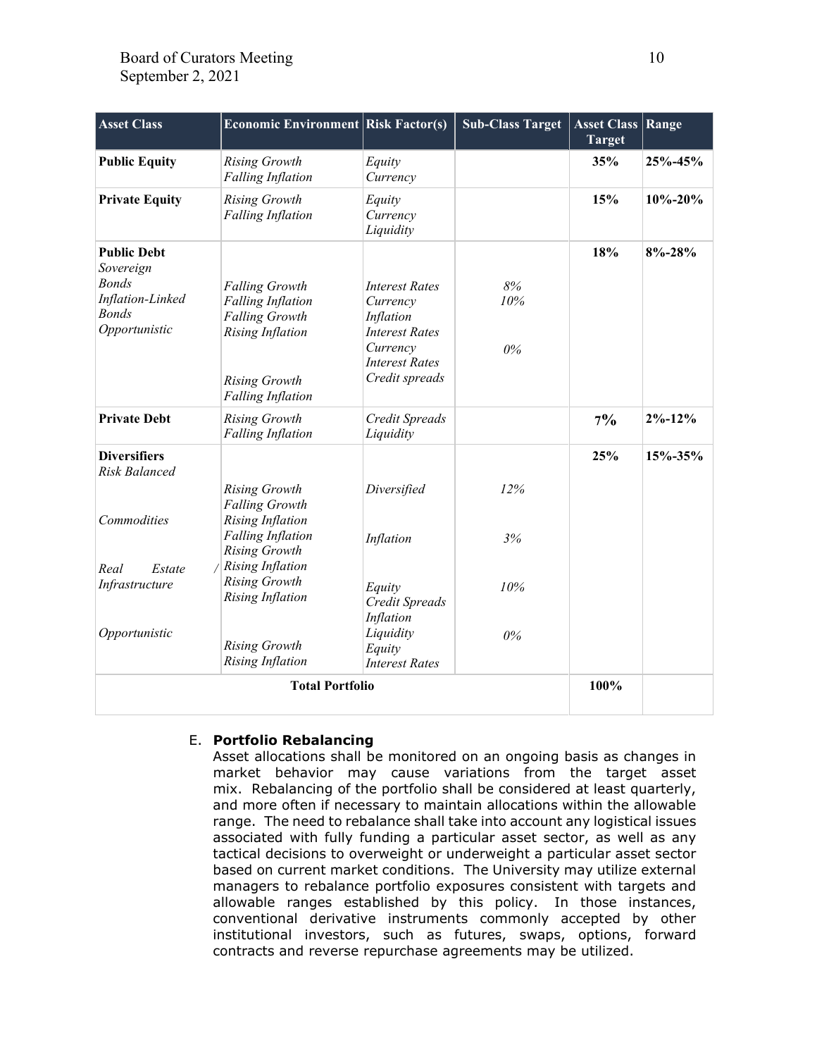| Asset Class | Economic Environment | Risk Factor(s) | Sub-Class Target | Asset Class Target | Range |
|---|---|---|---|---|---|
| **Public Equity** | *Rising Growth*<br>*Falling Inflation* | *Equity*<br>*Currency* | | **35%** | **25%-45%** |
| **Private Equity** | *Rising Growth*<br>*Falling Inflation* | *Equity*<br>*Currency*<br>*Liquidity* | | **15%** | **10%-20%** |
| **Public Debt** | | | | **18%** | **8%-28%** |
| *Sovereign Bonds* | *Falling Growth*<br>*Falling Inflation* | *Interest Rates*<br>*Currency* | *8%* | | |
| *Inflation-Linked Bonds* | *Falling Growth*<br>*Rising Inflation* | *Inflation*<br>*Interest Rates*<br>*Currency* | *10%* | | |
| *Opportunistic* | *Rising Growth*<br>*Falling Inflation* | *Interest Rates*<br>*Credit spreads* | *0%* | | |
| **Private Debt** | *Rising Growth*<br>*Falling Inflation* | *Credit Spreads*<br>*Liquidity* | | **7%** | **2%-12%** |
| **Diversifiers** | | | | **25%** | **15%-35%** |
| *Risk Balanced* | *Rising Growth*<br>*Falling Growth*<br>*Rising Inflation*<br>*Falling Inflation* | *Diversified* | *12%* | | |
| *Commodities* | *Rising Growth*<br>*Rising Inflation* | *Inflation* | *3%* | | |
| *Real Estate / Infrastructure* | *Rising Growth*<br>*Rising Inflation* | *Equity*<br>*Credit Spreads*<br>*Inflation*<br>*Liquidity* | *10%* | | |
| *Opportunistic* | *Rising Growth*<br>*Rising Inflation* | *Equity*<br>*Interest Rates* | *0%* | | |
| **Total Portfolio** | | | | **100%** | |

E. **Portfolio Rebalancing**

Asset allocations shall be monitored on an ongoing basis as changes in market behavior may cause variations from the target asset mix. Rebalancing of the portfolio shall be considered at least quarterly, and more often if necessary to maintain allocations within the allowable range. The need to rebalance shall take into account any logistical issues associated with fully funding a particular asset sector, as well as any tactical decisions to overweight or underweight a particular asset sector based on current market conditions. The University may utilize external managers to rebalance portfolio exposures consistent with targets and allowable ranges established by this policy. In those instances, conventional derivative instruments commonly accepted by other institutional investors, such as futures, swaps, options, forward contracts and reverse repurchase agreements may be utilized.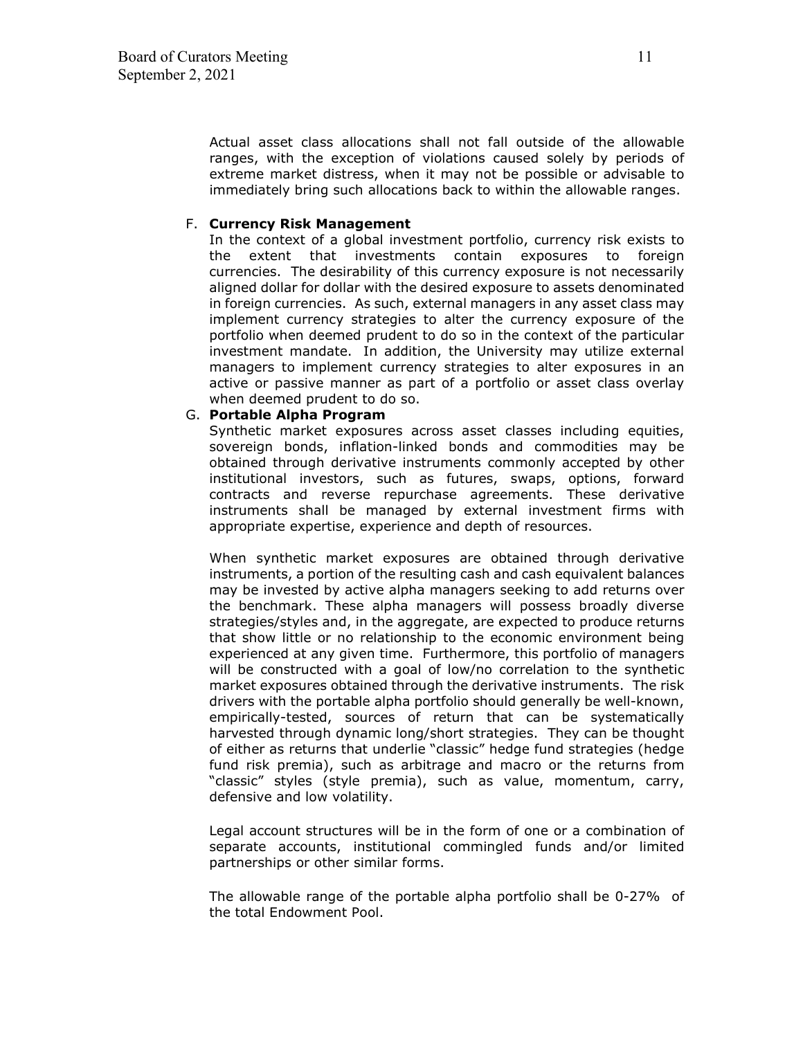Actual asset class allocations shall not fall outside of the allowable ranges, with the exception of violations caused solely by periods of extreme market distress, when it may not be possible or advisable to immediately bring such allocations back to within the allowable ranges.

F. **Currency Risk Management**

In the context of a global investment portfolio, currency risk exists to the extent that investments contain exposures to foreign currencies. The desirability of this currency exposure is not necessarily aligned dollar for dollar with the desired exposure to assets denominated in foreign currencies. As such, external managers in any asset class may implement currency strategies to alter the currency exposure of the portfolio when deemed prudent to do so in the context of the particular investment mandate. In addition, the University may utilize external managers to implement currency strategies to alter exposures in an active or passive manner as part of a portfolio or asset class overlay when deemed prudent to do so.

G. **Portable Alpha Program**

Synthetic market exposures across asset classes including equities, sovereign bonds, inflation-linked bonds and commodities may be obtained through derivative instruments commonly accepted by other institutional investors, such as futures, swaps, options, forward contracts and reverse repurchase agreements. These derivative instruments shall be managed by external investment firms with appropriate expertise, experience and depth of resources.

When synthetic market exposures are obtained through derivative instruments, a portion of the resulting cash and cash equivalent balances may be invested by active alpha managers seeking to add returns over the benchmark. These alpha managers will possess broadly diverse strategies/styles and, in the aggregate, are expected to produce returns that show little or no relationship to the economic environment being experienced at any given time. Furthermore, this portfolio of managers will be constructed with a goal of low/no correlation to the synthetic market exposures obtained through the derivative instruments. The risk drivers with the portable alpha portfolio should generally be well-known, empirically-tested, sources of return that can be systematically harvested through dynamic long/short strategies. They can be thought of either as returns that underlie "classic" hedge fund strategies (hedge fund risk premia), such as arbitrage and macro or the returns from "classic" styles (style premia), such as value, momentum, carry, defensive and low volatility.

Legal account structures will be in the form of one or a combination of separate accounts, institutional commingled funds and/or limited partnerships or other similar forms.

The allowable range of the portable alpha portfolio shall be 0-27% of the total Endowment Pool.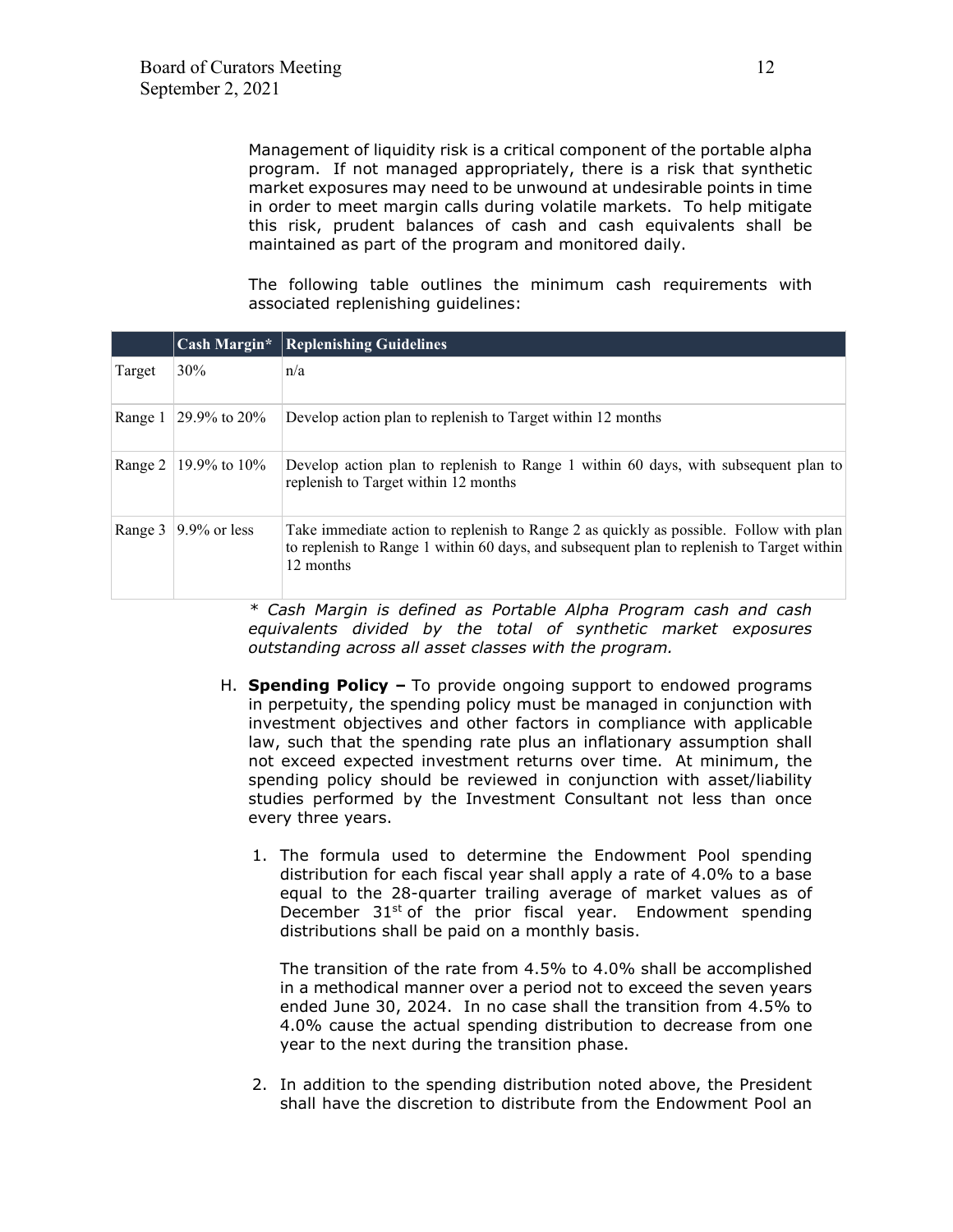Management of liquidity risk is a critical component of the portable alpha program. If not managed appropriately, there is a risk that synthetic market exposures may need to be unwound at undesirable points in time in order to meet margin calls during volatile markets. To help mitigate this risk, prudent balances of cash and cash equivalents shall be maintained as part of the program and monitored daily.

The following table outlines the minimum cash requirements with associated replenishing guidelines:

| | Cash Margin* | Replenishing Guidelines |
|---|---|---|
| Target | 30% | n/a |
| Range 1 | 29.9% to 20% | Develop action plan to replenish to Target within 12 months |
| Range 2 | 19.9% to 10% | Develop action plan to replenish to Range 1 within 60 days, with subsequent plan to replenish to Target within 12 months |
| Range 3 | 9.9% or less | Take immediate action to replenish to Range 2 as quickly as possible. Follow with plan to replenish to Range 1 within 60 days, and subsequent plan to replenish to Target within 12 months |

*\* Cash Margin is defined as Portable Alpha Program cash and cash equivalents divided by the total of synthetic market exposures outstanding across all asset classes with the program.*

H. **Spending Policy –** To provide ongoing support to endowed programs in perpetuity, the spending policy must be managed in conjunction with investment objectives and other factors in compliance with applicable law, such that the spending rate plus an inflationary assumption shall not exceed expected investment returns over time. At minimum, the spending policy should be reviewed in conjunction with asset/liability studies performed by the Investment Consultant not less than once every three years.

1. The formula used to determine the Endowment Pool spending distribution for each fiscal year shall apply a rate of 4.0% to a base equal to the 28-quarter trailing average of market values as of December 31st of the prior fiscal year. Endowment spending distributions shall be paid on a monthly basis.

   The transition of the rate from 4.5% to 4.0% shall be accomplished in a methodical manner over a period not to exceed the seven years ended June 30, 2024. In no case shall the transition from 4.5% to 4.0% cause the actual spending distribution to decrease from one year to the next during the transition phase.

2. In addition to the spending distribution noted above, the President shall have the discretion to distribute from the Endowment Pool an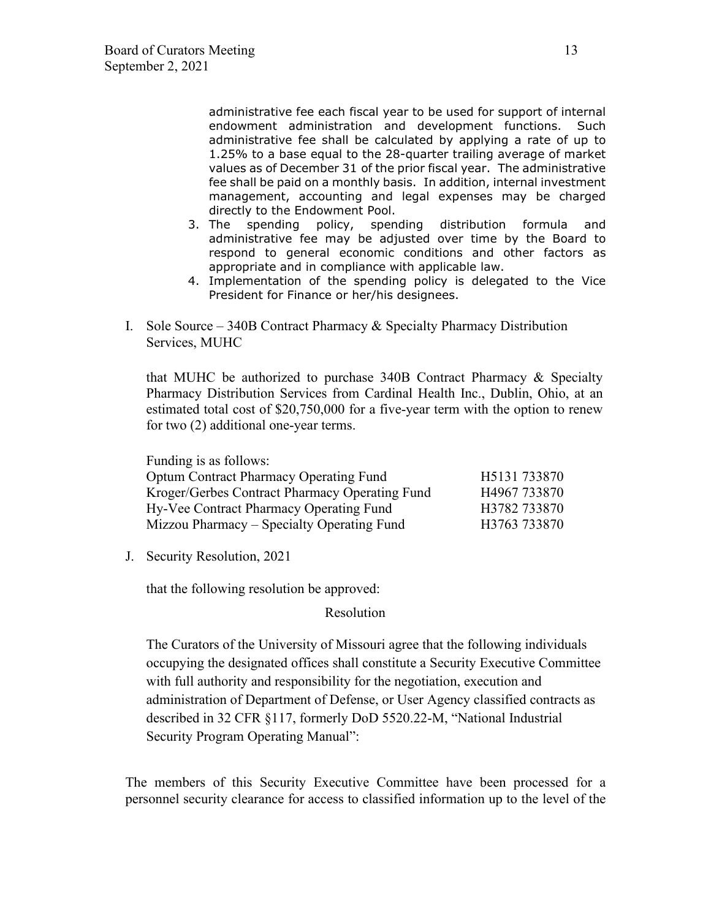administrative fee each fiscal year to be used for support of internal endowment administration and development functions. Such administrative fee shall be calculated by applying a rate of up to 1.25% to a base equal to the 28-quarter trailing average of market values as of December 31 of the prior fiscal year. The administrative fee shall be paid on a monthly basis. In addition, internal investment management, accounting and legal expenses may be charged directly to the Endowment Pool.

3. The spending policy, spending distribution formula and administrative fee may be adjusted over time by the Board to respond to general economic conditions and other factors as appropriate and in compliance with applicable law.
4. Implementation of the spending policy is delegated to the Vice President for Finance or her/his designees.

I. Sole Source – 340B Contract Pharmacy & Specialty Pharmacy Distribution Services, MUHC

that MUHC be authorized to purchase 340B Contract Pharmacy & Specialty Pharmacy Distribution Services from Cardinal Health Inc., Dublin, Ohio, at an estimated total cost of $20,750,000 for a five-year term with the option to renew for two (2) additional one-year terms.

Funding is as follows:

| | |
|---|---|
| Optum Contract Pharmacy Operating Fund | H5131 733870 |
| Kroger/Gerbes Contract Pharmacy Operating Fund | H4967 733870 |
| Hy-Vee Contract Pharmacy Operating Fund | H3782 733870 |
| Mizzou Pharmacy – Specialty Operating Fund | H3763 733870 |

J. Security Resolution, 2021

that the following resolution be approved:

Resolution

The Curators of the University of Missouri agree that the following individuals occupying the designated offices shall constitute a Security Executive Committee with full authority and responsibility for the negotiation, execution and administration of Department of Defense, or User Agency classified contracts as described in 32 CFR §117, formerly DoD 5520.22-M, "National Industrial Security Program Operating Manual":

The members of this Security Executive Committee have been processed for a personnel security clearance for access to classified information up to the level of the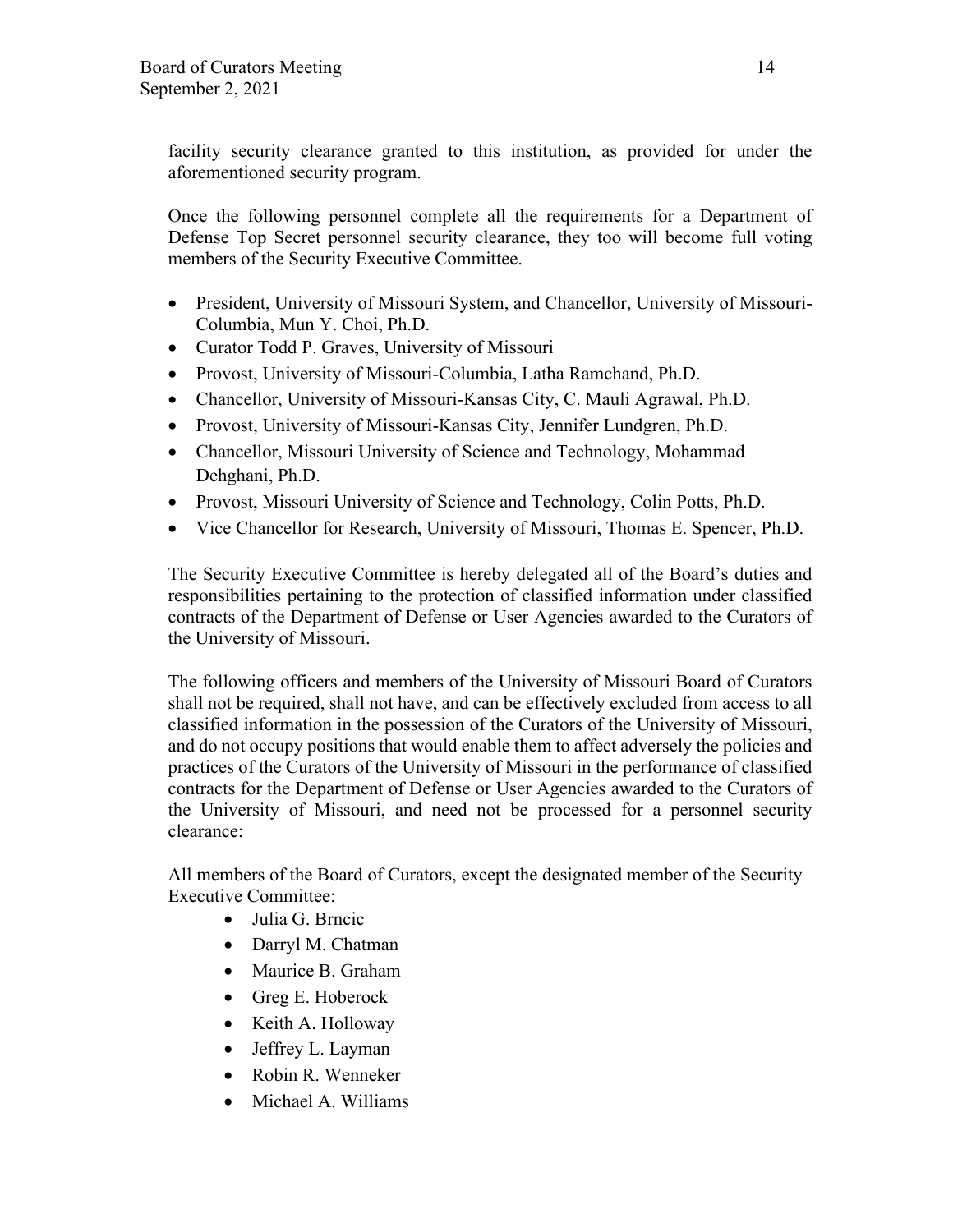facility security clearance granted to this institution, as provided for under the aforementioned security program.

Once the following personnel complete all the requirements for a Department of Defense Top Secret personnel security clearance, they too will become full voting members of the Security Executive Committee.

- President, University of Missouri System, and Chancellor, University of Missouri-Columbia, Mun Y. Choi, Ph.D.
- Curator Todd P. Graves, University of Missouri
- Provost, University of Missouri-Columbia, Latha Ramchand, Ph.D.
- Chancellor, University of Missouri-Kansas City, C. Mauli Agrawal, Ph.D.
- Provost, University of Missouri-Kansas City, Jennifer Lundgren, Ph.D.
- Chancellor, Missouri University of Science and Technology, Mohammad Dehghani, Ph.D.
- Provost, Missouri University of Science and Technology, Colin Potts, Ph.D.
- Vice Chancellor for Research, University of Missouri, Thomas E. Spencer, Ph.D.

The Security Executive Committee is hereby delegated all of the Board's duties and responsibilities pertaining to the protection of classified information under classified contracts of the Department of Defense or User Agencies awarded to the Curators of the University of Missouri.

The following officers and members of the University of Missouri Board of Curators shall not be required, shall not have, and can be effectively excluded from access to all classified information in the possession of the Curators of the University of Missouri, and do not occupy positions that would enable them to affect adversely the policies and practices of the Curators of the University of Missouri in the performance of classified contracts for the Department of Defense or User Agencies awarded to the Curators of the University of Missouri, and need not be processed for a personnel security clearance:

All members of the Board of Curators, except the designated member of the Security Executive Committee:

- Julia G. Brncic
- Darryl M. Chatman
- Maurice B. Graham
- Greg E. Hoberock
- Keith A. Holloway
- Jeffrey L. Layman
- Robin R. Wenneker
- Michael A. Williams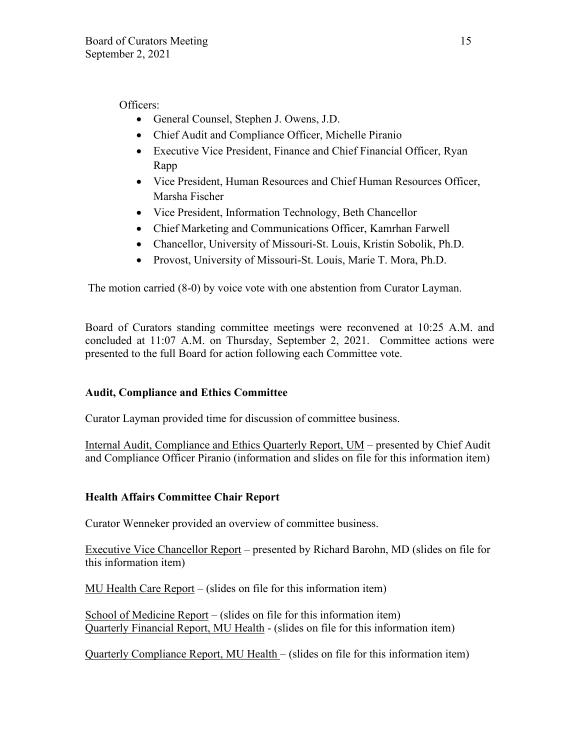Officers:

- General Counsel, Stephen J. Owens, J.D.
- Chief Audit and Compliance Officer, Michelle Piranio
- Executive Vice President, Finance and Chief Financial Officer, Ryan Rapp
- Vice President, Human Resources and Chief Human Resources Officer, Marsha Fischer
- Vice President, Information Technology, Beth Chancellor
- Chief Marketing and Communications Officer, Kamrhan Farwell
- Chancellor, University of Missouri-St. Louis, Kristin Sobolik, Ph.D.
- Provost, University of Missouri-St. Louis, Marie T. Mora, Ph.D.

The motion carried (8-0) by voice vote with one abstention from Curator Layman.

Board of Curators standing committee meetings were reconvened at 10:25 A.M. and concluded at 11:07 A.M. on Thursday, September 2, 2021. Committee actions were presented to the full Board for action following each Committee vote.

**Audit, Compliance and Ethics Committee**

Curator Layman provided time for discussion of committee business.

Internal Audit, Compliance and Ethics Quarterly Report, UM – presented by Chief Audit and Compliance Officer Piranio (information and slides on file for this information item)

**Health Affairs Committee Chair Report**

Curator Wenneker provided an overview of committee business.

Executive Vice Chancellor Report – presented by Richard Barohn, MD (slides on file for this information item)

MU Health Care Report – (slides on file for this information item)

School of Medicine Report – (slides on file for this information item)
Quarterly Financial Report, MU Health - (slides on file for this information item)

Quarterly Compliance Report, MU Health – (slides on file for this information item)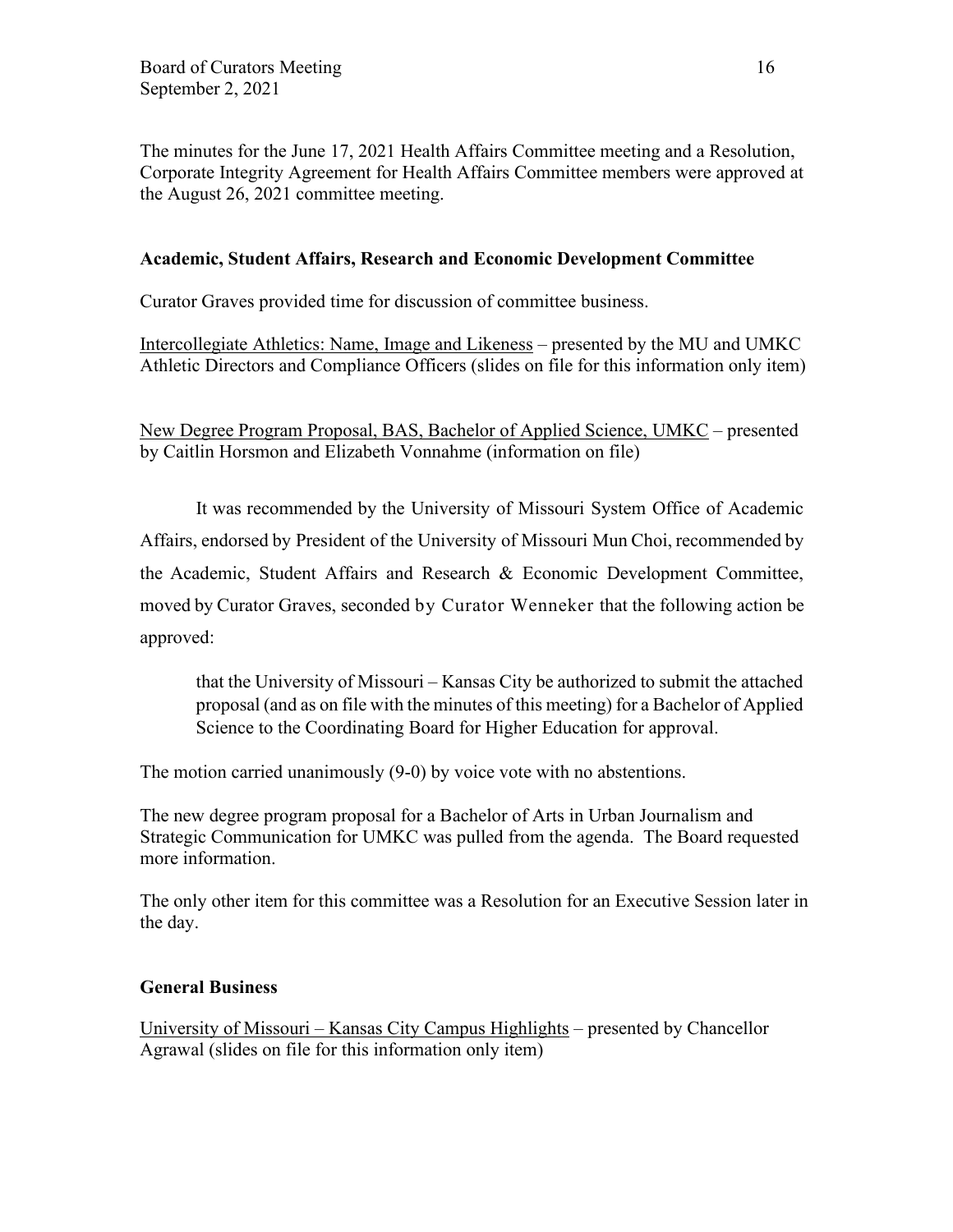The minutes for the June 17, 2021 Health Affairs Committee meeting and a Resolution, Corporate Integrity Agreement for Health Affairs Committee members were approved at the August 26, 2021 committee meeting.

### Academic, Student Affairs, Research and Economic Development Committee

Curator Graves provided time for discussion of committee business.

<u>Intercollegiate Athletics: Name, Image and Likeness</u> – presented by the MU and UMKC Athletic Directors and Compliance Officers (slides on file for this information only item)

<u>New Degree Program Proposal, BAS, Bachelor of Applied Science, UMKC</u> – presented by Caitlin Horsmon and Elizabeth Vonnahme (information on file)

It was recommended by the University of Missouri System Office of Academic Affairs, endorsed by President of the University of Missouri Mun Choi, recommended by the Academic, Student Affairs and Research & Economic Development Committee, moved by Curator Graves, seconded by Curator Wenneker that the following action be approved:

> that the University of Missouri – Kansas City be authorized to submit the attached proposal (and as on file with the minutes of this meeting) for a Bachelor of Applied Science to the Coordinating Board for Higher Education for approval.

The motion carried unanimously (9-0) by voice vote with no abstentions.

The new degree program proposal for a Bachelor of Arts in Urban Journalism and Strategic Communication for UMKC was pulled from the agenda. The Board requested more information.

The only other item for this committee was a Resolution for an Executive Session later in the day.

### General Business

<u>University of Missouri – Kansas City Campus Highlights</u> – presented by Chancellor Agrawal (slides on file for this information only item)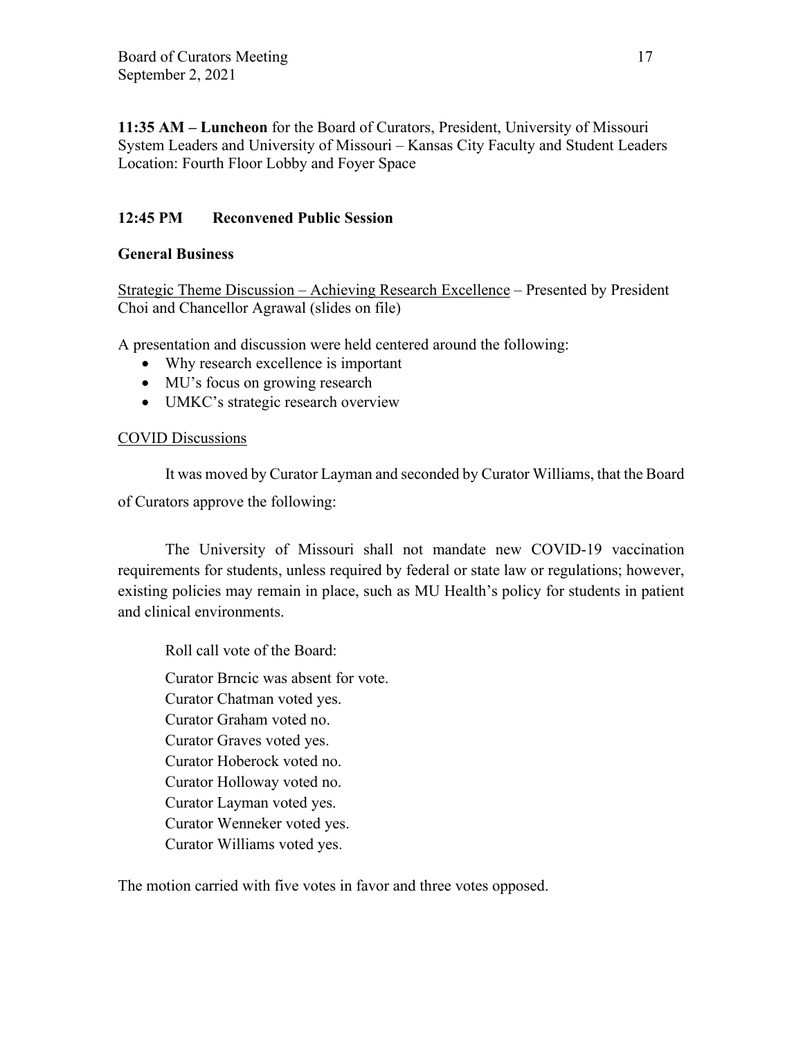**11:35 AM – Luncheon** for the Board of Curators, President, University of Missouri System Leaders and University of Missouri – Kansas City Faculty and Student Leaders
Location: Fourth Floor Lobby and Foyer Space

**12:45 PM Reconvened Public Session**

**General Business**

Strategic Theme Discussion – Achieving Research Excellence – Presented by President Choi and Chancellor Agrawal (slides on file)

A presentation and discussion were held centered around the following:

- Why research excellence is important
- MU's focus on growing research
- UMKC's strategic research overview

COVID Discussions

It was moved by Curator Layman and seconded by Curator Williams, that the Board of Curators approve the following:

The University of Missouri shall not mandate new COVID-19 vaccination requirements for students, unless required by federal or state law or regulations; however, existing policies may remain in place, such as MU Health's policy for students in patient and clinical environments.

Roll call vote of the Board:

Curator Brncic was absent for vote.
Curator Chatman voted yes.
Curator Graham voted no.
Curator Graves voted yes.
Curator Hoberock voted no.
Curator Holloway voted no.
Curator Layman voted yes.
Curator Wenneker voted yes.
Curator Williams voted yes.

The motion carried with five votes in favor and three votes opposed.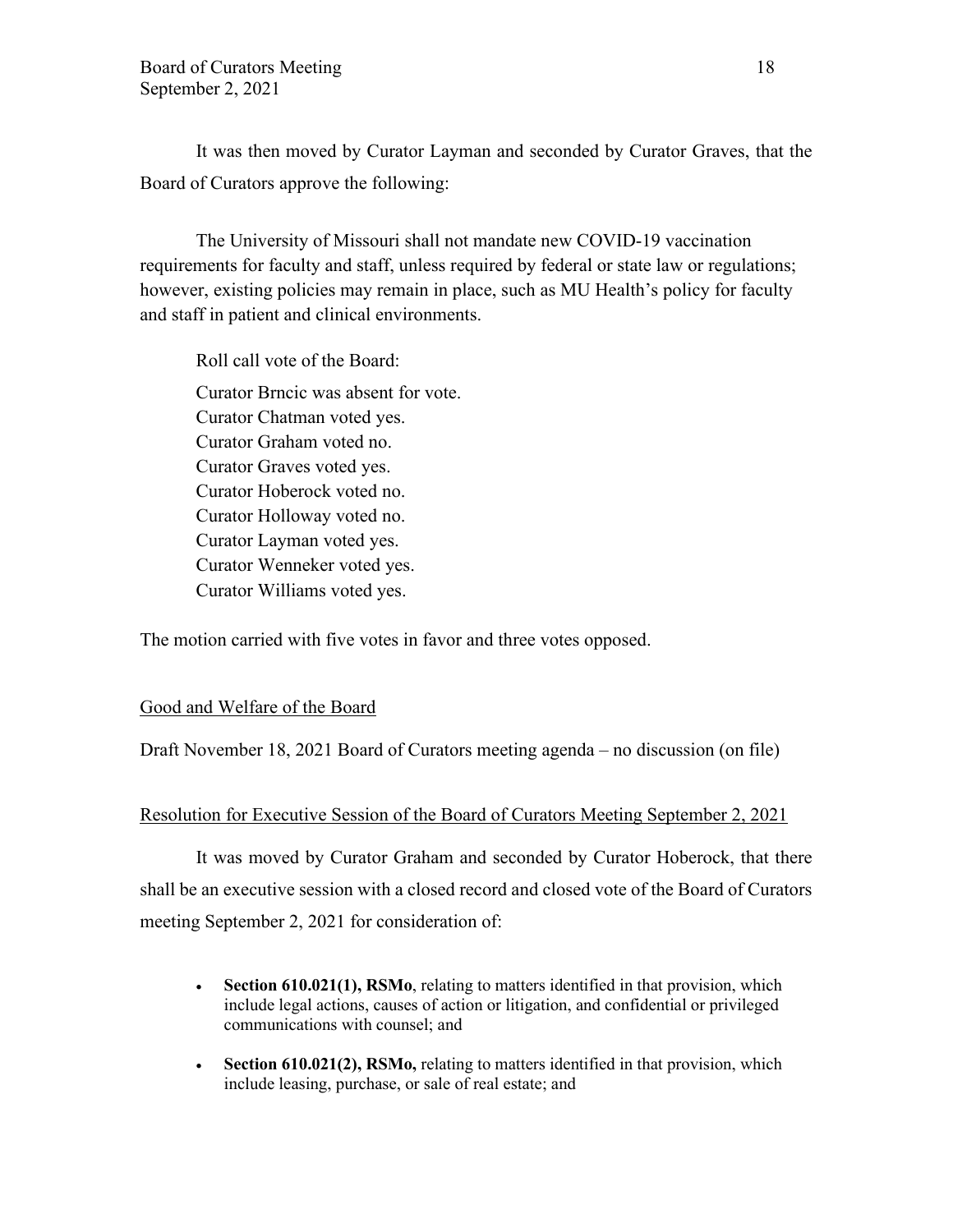It was then moved by Curator Layman and seconded by Curator Graves, that the Board of Curators approve the following:

The University of Missouri shall not mandate new COVID-19 vaccination requirements for faculty and staff, unless required by federal or state law or regulations; however, existing policies may remain in place, such as MU Health's policy for faculty and staff in patient and clinical environments.

Roll call vote of the Board:

Curator Brncic was absent for vote.
Curator Chatman voted yes.
Curator Graham voted no.
Curator Graves voted yes.
Curator Hoberock voted no.
Curator Holloway voted no.
Curator Layman voted yes.
Curator Wenneker voted yes.
Curator Williams voted yes.

The motion carried with five votes in favor and three votes opposed.

Good and Welfare of the Board

Draft November 18, 2021 Board of Curators meeting agenda – no discussion (on file)

Resolution for Executive Session of the Board of Curators Meeting September 2, 2021

It was moved by Curator Graham and seconded by Curator Hoberock, that there shall be an executive session with a closed record and closed vote of the Board of Curators meeting September 2, 2021 for consideration of:

- **Section 610.021(1), RSMo**, relating to matters identified in that provision, which include legal actions, causes of action or litigation, and confidential or privileged communications with counsel; and
- **Section 610.021(2), RSMo,** relating to matters identified in that provision, which include leasing, purchase, or sale of real estate; and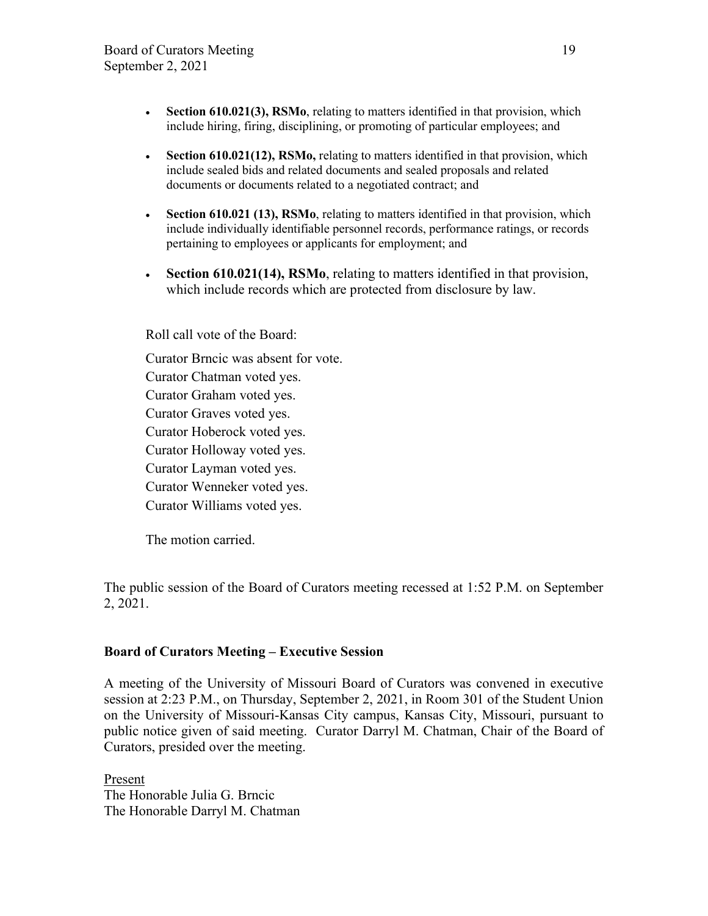- **Section 610.021(3), RSMo**, relating to matters identified in that provision, which include hiring, firing, disciplining, or promoting of particular employees; and

- **Section 610.021(12), RSMo,** relating to matters identified in that provision, which include sealed bids and related documents and sealed proposals and related documents or documents related to a negotiated contract; and

- **Section 610.021 (13), RSMo**, relating to matters identified in that provision, which include individually identifiable personnel records, performance ratings, or records pertaining to employees or applicants for employment; and

- **Section 610.021(14), RSMo**, relating to matters identified in that provision, which include records which are protected from disclosure by law.

Roll call vote of the Board:

Curator Brncic was absent for vote.
Curator Chatman voted yes.
Curator Graham voted yes.
Curator Graves voted yes.
Curator Hoberock voted yes.
Curator Holloway voted yes.
Curator Layman voted yes.
Curator Wenneker voted yes.
Curator Williams voted yes.

The motion carried.

The public session of the Board of Curators meeting recessed at 1:52 P.M. on September 2, 2021.

**Board of Curators Meeting – Executive Session**

A meeting of the University of Missouri Board of Curators was convened in executive session at 2:23 P.M., on Thursday, September 2, 2021, in Room 301 of the Student Union on the University of Missouri-Kansas City campus, Kansas City, Missouri, pursuant to public notice given of said meeting. Curator Darryl M. Chatman, Chair of the Board of Curators, presided over the meeting.

Present
The Honorable Julia G. Brncic
The Honorable Darryl M. Chatman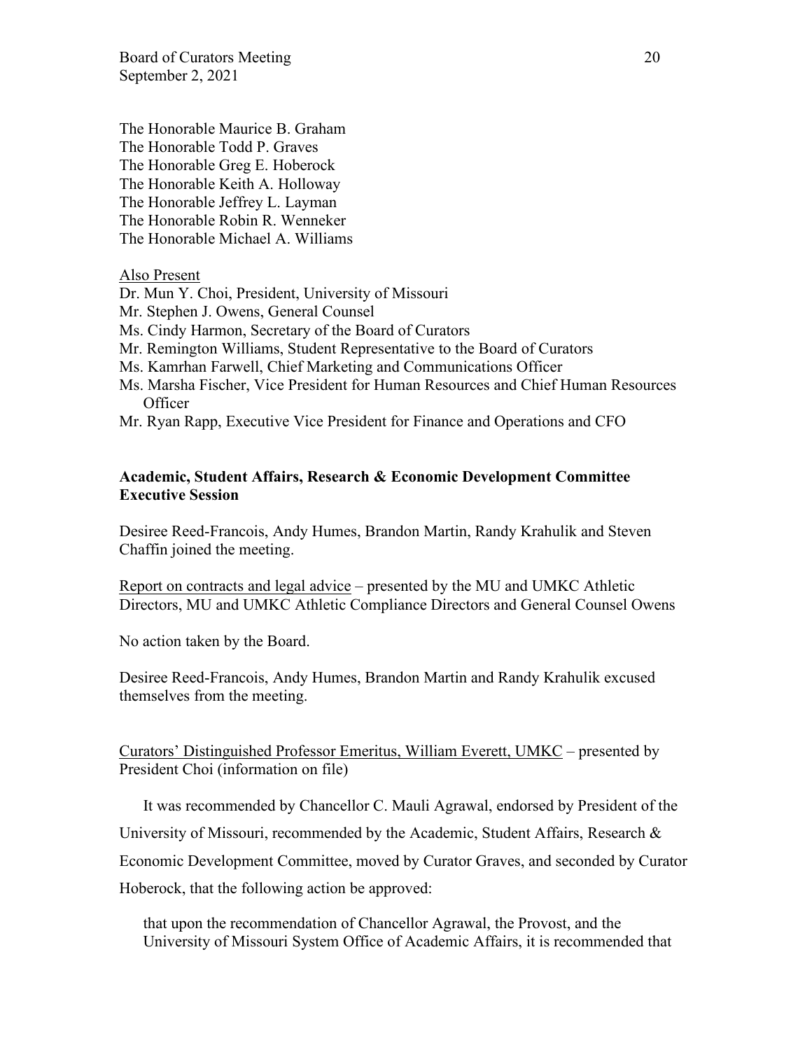The Honorable Maurice B. Graham
The Honorable Todd P. Graves
The Honorable Greg E. Hoberock
The Honorable Keith A. Holloway
The Honorable Jeffrey L. Layman
The Honorable Robin R. Wenneker
The Honorable Michael A. Williams

Also Present
Dr. Mun Y. Choi, President, University of Missouri
Mr. Stephen J. Owens, General Counsel
Ms. Cindy Harmon, Secretary of the Board of Curators
Mr. Remington Williams, Student Representative to the Board of Curators
Ms. Kamrhan Farwell, Chief Marketing and Communications Officer
Ms. Marsha Fischer, Vice President for Human Resources and Chief Human Resources Officer
Mr. Ryan Rapp, Executive Vice President for Finance and Operations and CFO

**Academic, Student Affairs, Research & Economic Development Committee Executive Session**

Desiree Reed-Francois, Andy Humes, Brandon Martin, Randy Krahulik and Steven Chaffin joined the meeting.

Report on contracts and legal advice – presented by the MU and UMKC Athletic Directors, MU and UMKC Athletic Compliance Directors and General Counsel Owens

No action taken by the Board.

Desiree Reed-Francois, Andy Humes, Brandon Martin and Randy Krahulik excused themselves from the meeting.

Curators' Distinguished Professor Emeritus, William Everett, UMKC – presented by President Choi (information on file)

It was recommended by Chancellor C. Mauli Agrawal, endorsed by President of the University of Missouri, recommended by the Academic, Student Affairs, Research & Economic Development Committee, moved by Curator Graves, and seconded by Curator Hoberock, that the following action be approved:

> that upon the recommendation of Chancellor Agrawal, the Provost, and the University of Missouri System Office of Academic Affairs, it is recommended that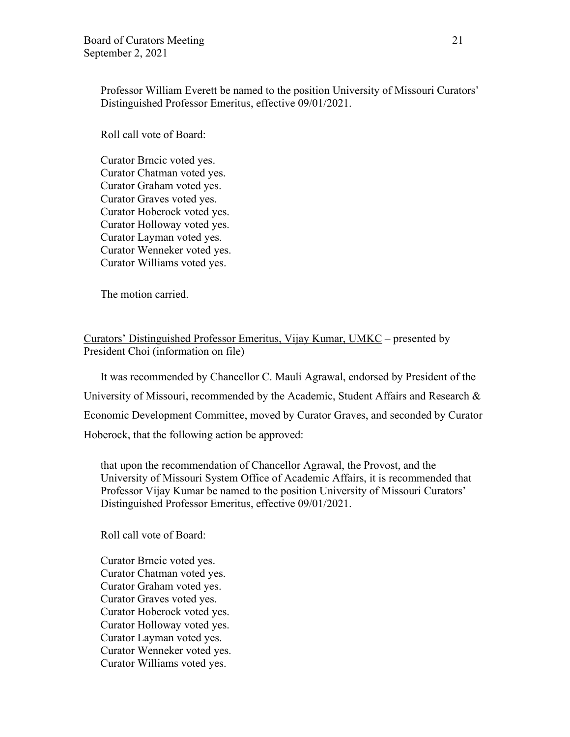Professor William Everett be named to the position University of Missouri Curators' Distinguished Professor Emeritus, effective 09/01/2021.

Roll call vote of Board:

Curator Brncic voted yes.
Curator Chatman voted yes.
Curator Graham voted yes.
Curator Graves voted yes.
Curator Hoberock voted yes.
Curator Holloway voted yes.
Curator Layman voted yes.
Curator Wenneker voted yes.
Curator Williams voted yes.

The motion carried.

Curators' Distinguished Professor Emeritus, Vijay Kumar, UMKC – presented by President Choi (information on file)

It was recommended by Chancellor C. Mauli Agrawal, endorsed by President of the University of Missouri, recommended by the Academic, Student Affairs and Research & Economic Development Committee, moved by Curator Graves, and seconded by Curator Hoberock, that the following action be approved:

that upon the recommendation of Chancellor Agrawal, the Provost, and the University of Missouri System Office of Academic Affairs, it is recommended that Professor Vijay Kumar be named to the position University of Missouri Curators' Distinguished Professor Emeritus, effective 09/01/2021.

Roll call vote of Board:

Curator Brncic voted yes.
Curator Chatman voted yes.
Curator Graham voted yes.
Curator Graves voted yes.
Curator Hoberock voted yes.
Curator Holloway voted yes.
Curator Layman voted yes.
Curator Wenneker voted yes.
Curator Williams voted yes.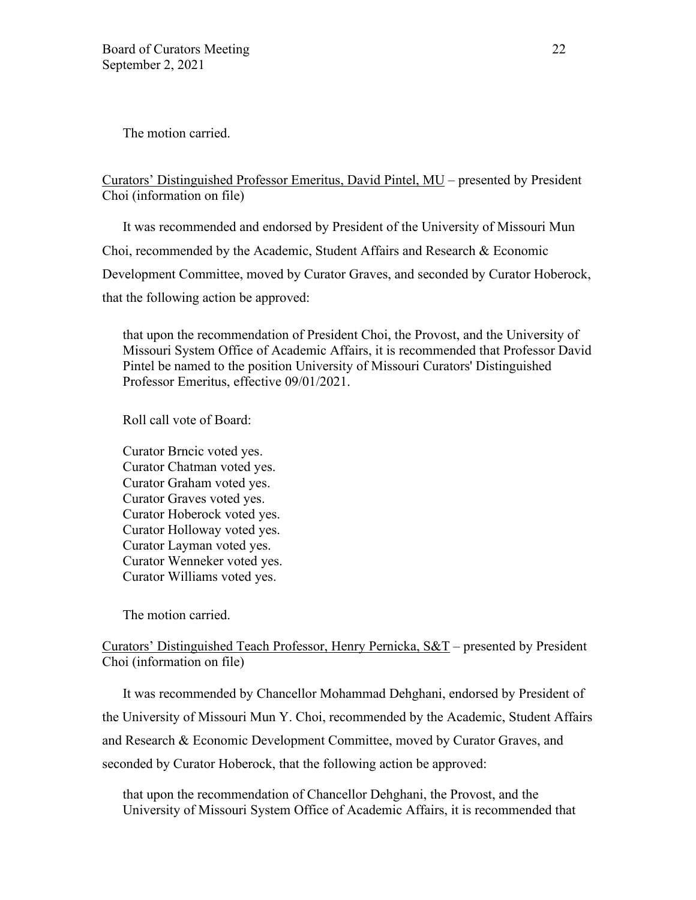The motion carried.

Curators' Distinguished Professor Emeritus, David Pintel, MU – presented by President Choi (information on file)

It was recommended and endorsed by President of the University of Missouri Mun Choi, recommended by the Academic, Student Affairs and Research & Economic Development Committee, moved by Curator Graves, and seconded by Curator Hoberock, that the following action be approved:

> that upon the recommendation of President Choi, the Provost, and the University of Missouri System Office of Academic Affairs, it is recommended that Professor David Pintel be named to the position University of Missouri Curators' Distinguished Professor Emeritus, effective 09/01/2021.

Roll call vote of Board:

Curator Brncic voted yes.
Curator Chatman voted yes.
Curator Graham voted yes.
Curator Graves voted yes.
Curator Hoberock voted yes.
Curator Holloway voted yes.
Curator Layman voted yes.
Curator Wenneker voted yes.
Curator Williams voted yes.

The motion carried.

Curators' Distinguished Teach Professor, Henry Pernicka, S&T – presented by President Choi (information on file)

It was recommended by Chancellor Mohammad Dehghani, endorsed by President of the University of Missouri Mun Y. Choi, recommended by the Academic, Student Affairs and Research & Economic Development Committee, moved by Curator Graves, and seconded by Curator Hoberock, that the following action be approved:

> that upon the recommendation of Chancellor Dehghani, the Provost, and the University of Missouri System Office of Academic Affairs, it is recommended that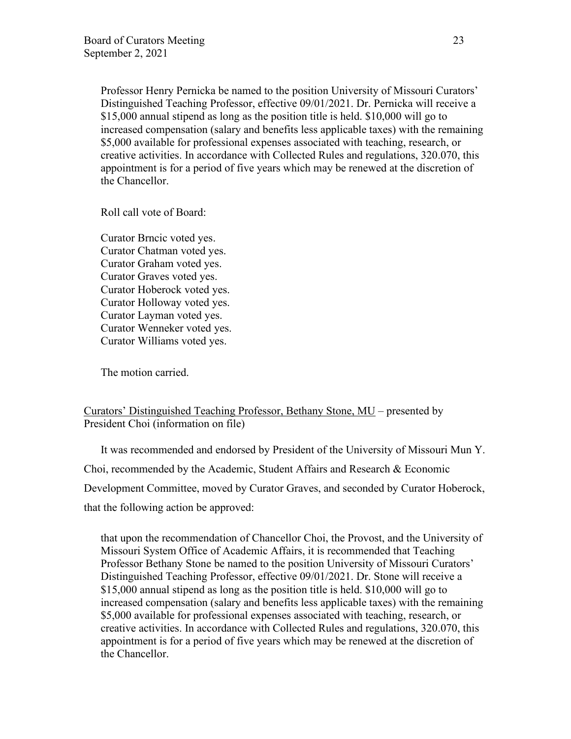Professor Henry Pernicka be named to the position University of Missouri Curators' Distinguished Teaching Professor, effective 09/01/2021. Dr. Pernicka will receive a $15,000 annual stipend as long as the position title is held. $10,000 will go to increased compensation (salary and benefits less applicable taxes) with the remaining $5,000 available for professional expenses associated with teaching, research, or creative activities. In accordance with Collected Rules and regulations, 320.070, this appointment is for a period of five years which may be renewed at the discretion of the Chancellor.

Roll call vote of Board:

Curator Brncic voted yes.
Curator Chatman voted yes.
Curator Graham voted yes.
Curator Graves voted yes.
Curator Hoberock voted yes.
Curator Holloway voted yes.
Curator Layman voted yes.
Curator Wenneker voted yes.
Curator Williams voted yes.

The motion carried.

Curators' Distinguished Teaching Professor, Bethany Stone, MU – presented by President Choi (information on file)

It was recommended and endorsed by President of the University of Missouri Mun Y. Choi, recommended by the Academic, Student Affairs and Research & Economic Development Committee, moved by Curator Graves, and seconded by Curator Hoberock, that the following action be approved:

that upon the recommendation of Chancellor Choi, the Provost, and the University of Missouri System Office of Academic Affairs, it is recommended that Teaching Professor Bethany Stone be named to the position University of Missouri Curators' Distinguished Teaching Professor, effective 09/01/2021. Dr. Stone will receive a $15,000 annual stipend as long as the position title is held. $10,000 will go to increased compensation (salary and benefits less applicable taxes) with the remaining $5,000 available for professional expenses associated with teaching, research, or creative activities. In accordance with Collected Rules and regulations, 320.070, this appointment is for a period of five years which may be renewed at the discretion of the Chancellor.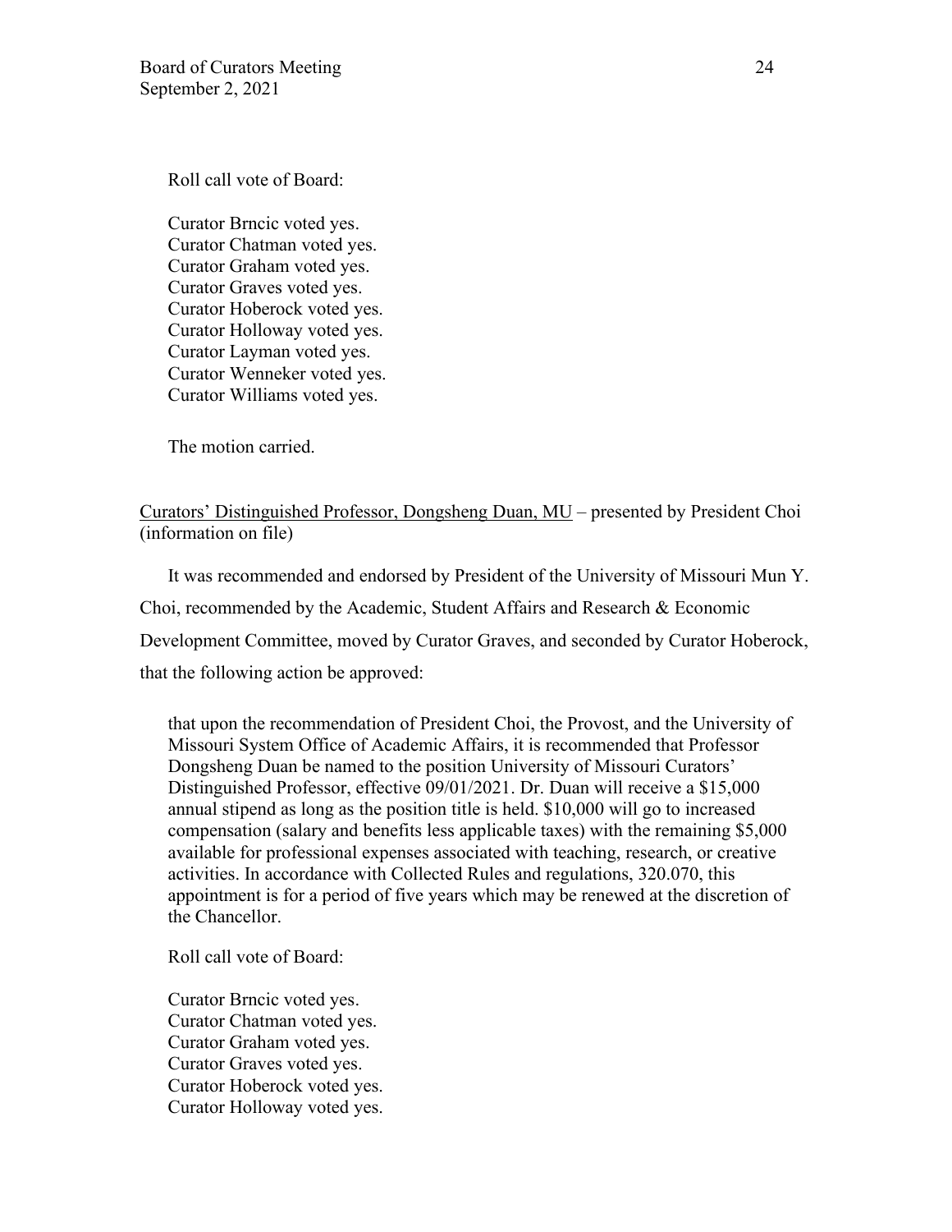Roll call vote of Board:

Curator Brncic voted yes.
Curator Chatman voted yes.
Curator Graham voted yes.
Curator Graves voted yes.
Curator Hoberock voted yes.
Curator Holloway voted yes.
Curator Layman voted yes.
Curator Wenneker voted yes.
Curator Williams voted yes.

The motion carried.

<u>Curators' Distinguished Professor, Dongsheng Duan, MU</u> – presented by President Choi (information on file)

It was recommended and endorsed by President of the University of Missouri Mun Y. Choi, recommended by the Academic, Student Affairs and Research & Economic Development Committee, moved by Curator Graves, and seconded by Curator Hoberock, that the following action be approved:

> that upon the recommendation of President Choi, the Provost, and the University of Missouri System Office of Academic Affairs, it is recommended that Professor Dongsheng Duan be named to the position University of Missouri Curators' Distinguished Professor, effective 09/01/2021. Dr. Duan will receive a $15,000 annual stipend as long as the position title is held. $10,000 will go to increased compensation (salary and benefits less applicable taxes) with the remaining $5,000 available for professional expenses associated with teaching, research, or creative activities. In accordance with Collected Rules and regulations, 320.070, this appointment is for a period of five years which may be renewed at the discretion of the Chancellor.

Roll call vote of Board:

Curator Brncic voted yes.
Curator Chatman voted yes.
Curator Graham voted yes.
Curator Graves voted yes.
Curator Hoberock voted yes.
Curator Holloway voted yes.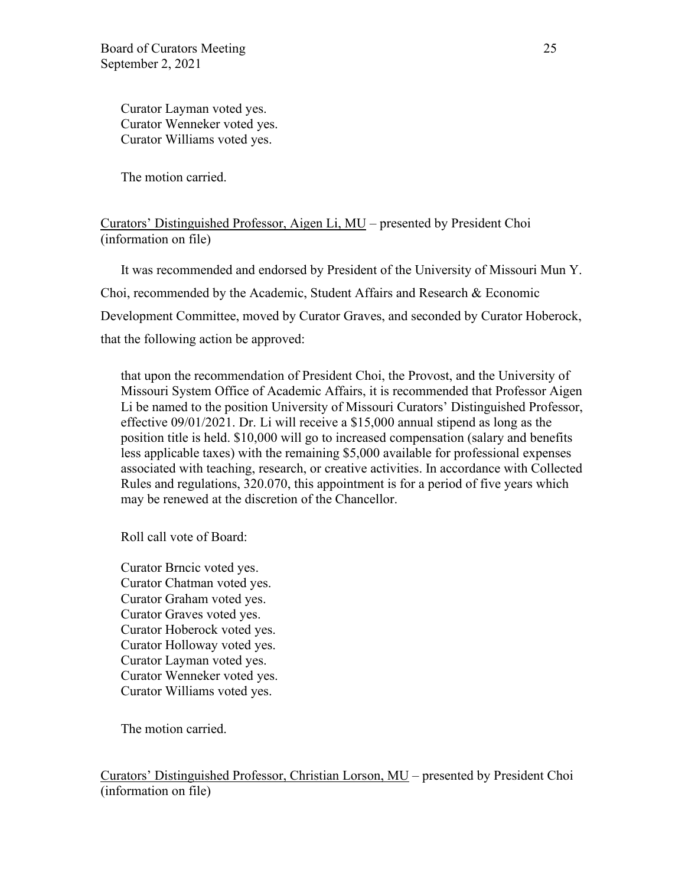Curator Layman voted yes.
Curator Wenneker voted yes.
Curator Williams voted yes.

The motion carried.

Curators' Distinguished Professor, Aigen Li, MU – presented by President Choi (information on file)

It was recommended and endorsed by President of the University of Missouri Mun Y. Choi, recommended by the Academic, Student Affairs and Research & Economic Development Committee, moved by Curator Graves, and seconded by Curator Hoberock, that the following action be approved:

> that upon the recommendation of President Choi, the Provost, and the University of Missouri System Office of Academic Affairs, it is recommended that Professor Aigen Li be named to the position University of Missouri Curators' Distinguished Professor, effective 09/01/2021. Dr. Li will receive a $15,000 annual stipend as long as the position title is held. $10,000 will go to increased compensation (salary and benefits less applicable taxes) with the remaining $5,000 available for professional expenses associated with teaching, research, or creative activities. In accordance with Collected Rules and regulations, 320.070, this appointment is for a period of five years which may be renewed at the discretion of the Chancellor.

Roll call vote of Board:

Curator Brncic voted yes.
Curator Chatman voted yes.
Curator Graham voted yes.
Curator Graves voted yes.
Curator Hoberock voted yes.
Curator Holloway voted yes.
Curator Layman voted yes.
Curator Wenneker voted yes.
Curator Williams voted yes.

The motion carried.

Curators' Distinguished Professor, Christian Lorson, MU – presented by President Choi (information on file)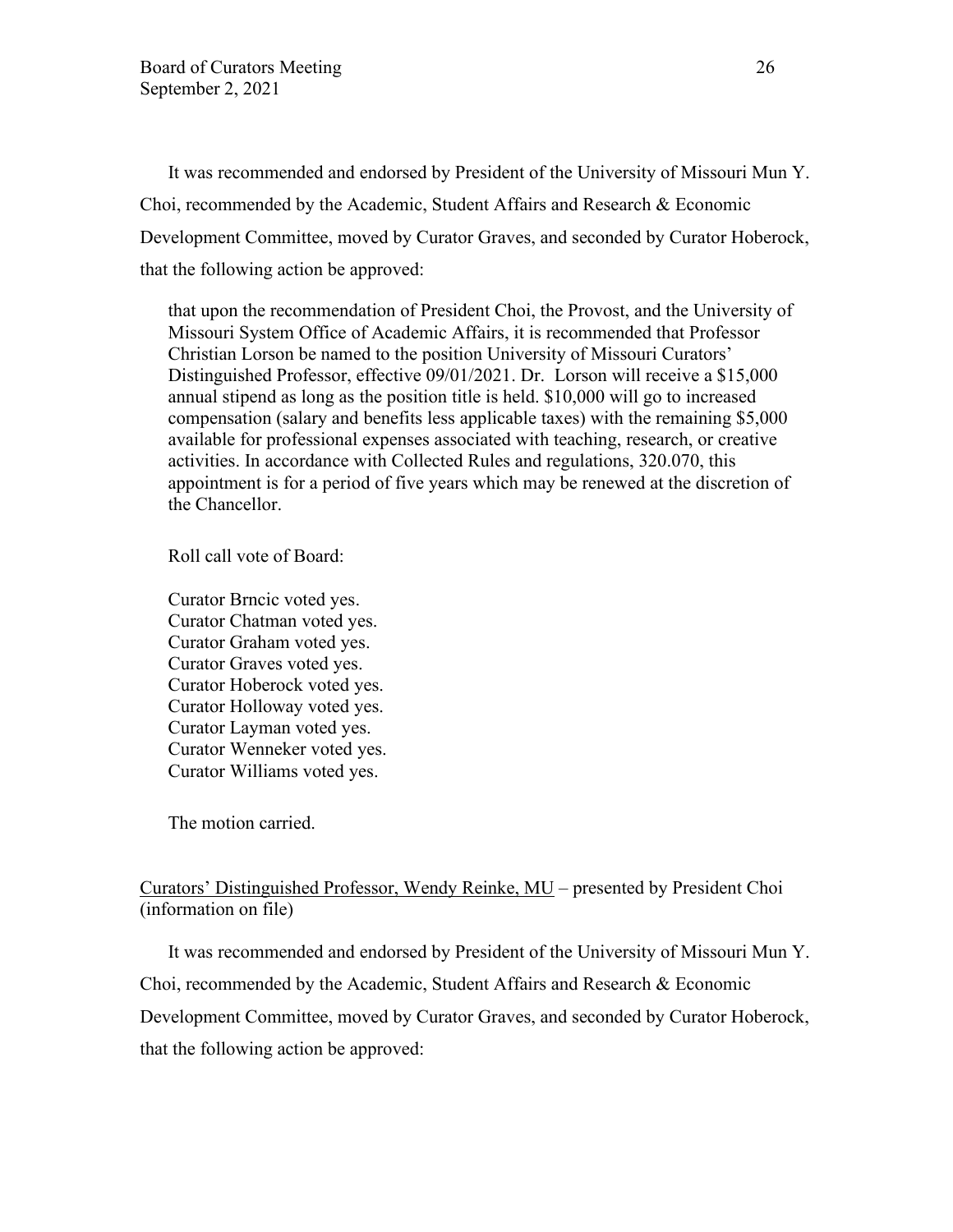It was recommended and endorsed by President of the University of Missouri Mun Y. Choi, recommended by the Academic, Student Affairs and Research & Economic Development Committee, moved by Curator Graves, and seconded by Curator Hoberock, that the following action be approved:

> that upon the recommendation of President Choi, the Provost, and the University of Missouri System Office of Academic Affairs, it is recommended that Professor Christian Lorson be named to the position University of Missouri Curators' Distinguished Professor, effective 09/01/2021. Dr. Lorson will receive a $15,000 annual stipend as long as the position title is held. $10,000 will go to increased compensation (salary and benefits less applicable taxes) with the remaining $5,000 available for professional expenses associated with teaching, research, or creative activities. In accordance with Collected Rules and regulations, 320.070, this appointment is for a period of five years which may be renewed at the discretion of the Chancellor.

Roll call vote of Board:

Curator Brncic voted yes.
Curator Chatman voted yes.
Curator Graham voted yes.
Curator Graves voted yes.
Curator Hoberock voted yes.
Curator Holloway voted yes.
Curator Layman voted yes.
Curator Wenneker voted yes.
Curator Williams voted yes.

The motion carried.

<u>Curators' Distinguished Professor, Wendy Reinke, MU</u> – presented by President Choi (information on file)

It was recommended and endorsed by President of the University of Missouri Mun Y. Choi, recommended by the Academic, Student Affairs and Research & Economic Development Committee, moved by Curator Graves, and seconded by Curator Hoberock, that the following action be approved: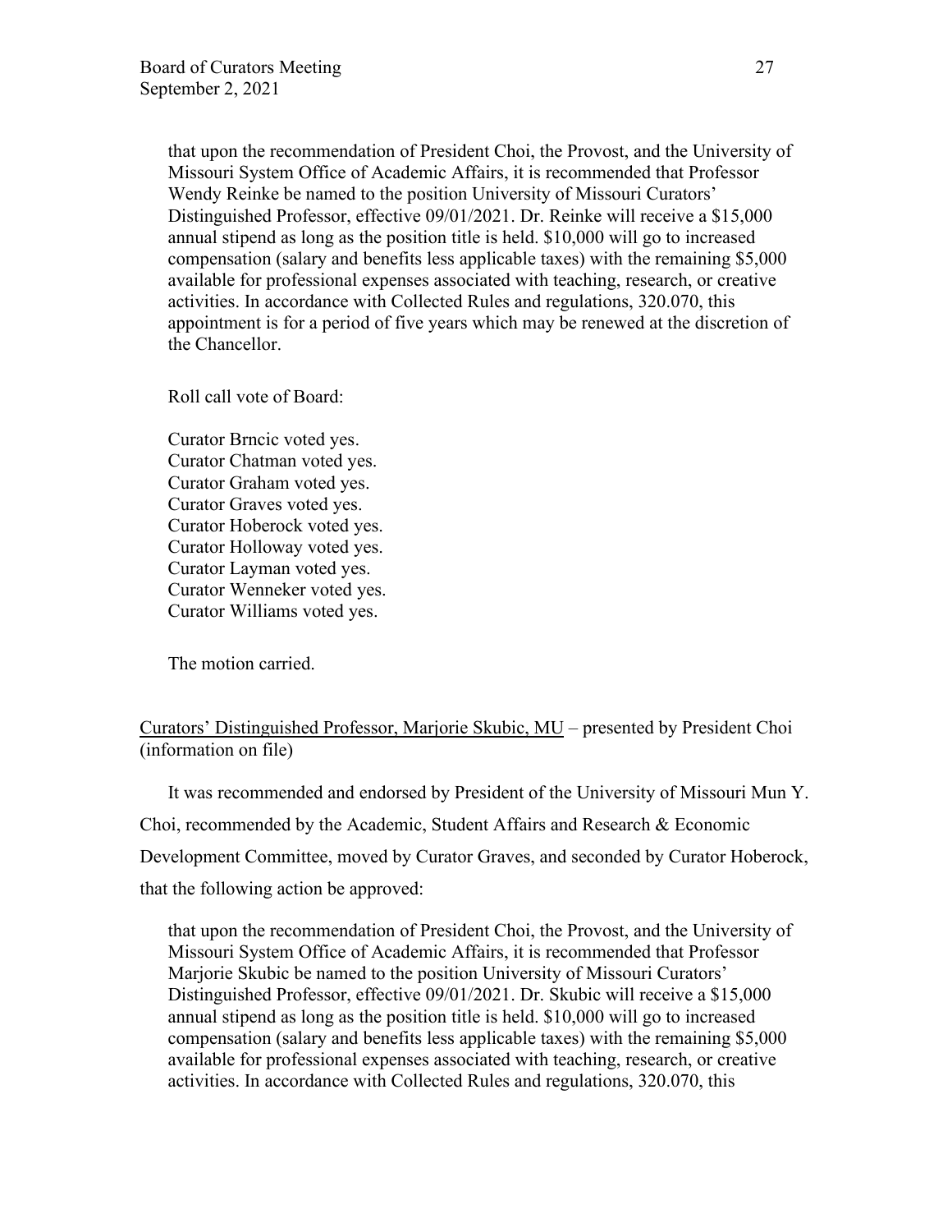that upon the recommendation of President Choi, the Provost, and the University of Missouri System Office of Academic Affairs, it is recommended that Professor Wendy Reinke be named to the position University of Missouri Curators' Distinguished Professor, effective 09/01/2021. Dr. Reinke will receive a $15,000 annual stipend as long as the position title is held. $10,000 will go to increased compensation (salary and benefits less applicable taxes) with the remaining $5,000 available for professional expenses associated with teaching, research, or creative activities. In accordance with Collected Rules and regulations, 320.070, this appointment is for a period of five years which may be renewed at the discretion of the Chancellor.

Roll call vote of Board:

Curator Brncic voted yes.
Curator Chatman voted yes.
Curator Graham voted yes.
Curator Graves voted yes.
Curator Hoberock voted yes.
Curator Holloway voted yes.
Curator Layman voted yes.
Curator Wenneker voted yes.
Curator Williams voted yes.

The motion carried.

Curators' Distinguished Professor, Marjorie Skubic, MU – presented by President Choi (information on file)

It was recommended and endorsed by President of the University of Missouri Mun Y. Choi, recommended by the Academic, Student Affairs and Research & Economic Development Committee, moved by Curator Graves, and seconded by Curator Hoberock, that the following action be approved:

that upon the recommendation of President Choi, the Provost, and the University of Missouri System Office of Academic Affairs, it is recommended that Professor Marjorie Skubic be named to the position University of Missouri Curators' Distinguished Professor, effective 09/01/2021. Dr. Skubic will receive a $15,000 annual stipend as long as the position title is held. $10,000 will go to increased compensation (salary and benefits less applicable taxes) with the remaining $5,000 available for professional expenses associated with teaching, research, or creative activities. In accordance with Collected Rules and regulations, 320.070, this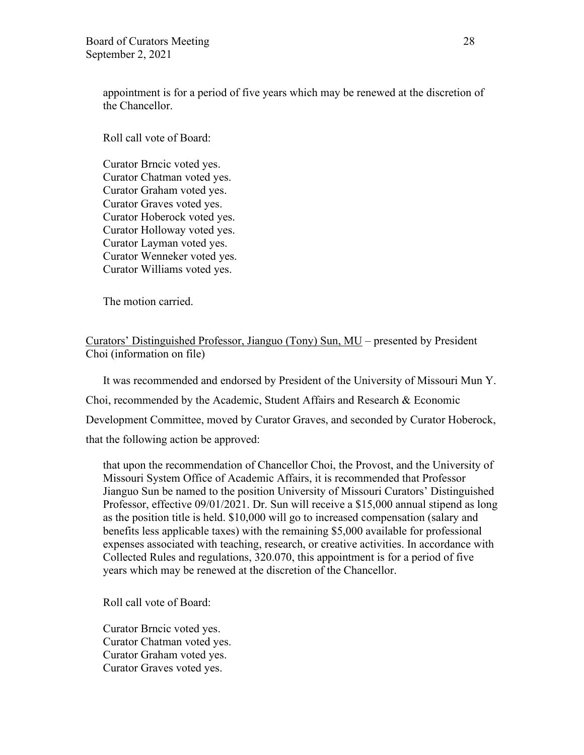appointment is for a period of five years which may be renewed at the discretion of the Chancellor.

Roll call vote of Board:

Curator Brncic voted yes.
Curator Chatman voted yes.
Curator Graham voted yes.
Curator Graves voted yes.
Curator Hoberock voted yes.
Curator Holloway voted yes.
Curator Layman voted yes.
Curator Wenneker voted yes.
Curator Williams voted yes.

The motion carried.

Curators' Distinguished Professor, Jianguo (Tony) Sun, MU – presented by President Choi (information on file)

It was recommended and endorsed by President of the University of Missouri Mun Y. Choi, recommended by the Academic, Student Affairs and Research & Economic Development Committee, moved by Curator Graves, and seconded by Curator Hoberock, that the following action be approved:

that upon the recommendation of Chancellor Choi, the Provost, and the University of Missouri System Office of Academic Affairs, it is recommended that Professor Jianguo Sun be named to the position University of Missouri Curators' Distinguished Professor, effective 09/01/2021. Dr. Sun will receive a $15,000 annual stipend as long as the position title is held. $10,000 will go to increased compensation (salary and benefits less applicable taxes) with the remaining $5,000 available for professional expenses associated with teaching, research, or creative activities. In accordance with Collected Rules and regulations, 320.070, this appointment is for a period of five years which may be renewed at the discretion of the Chancellor.

Roll call vote of Board:

Curator Brncic voted yes.
Curator Chatman voted yes.
Curator Graham voted yes.
Curator Graves voted yes.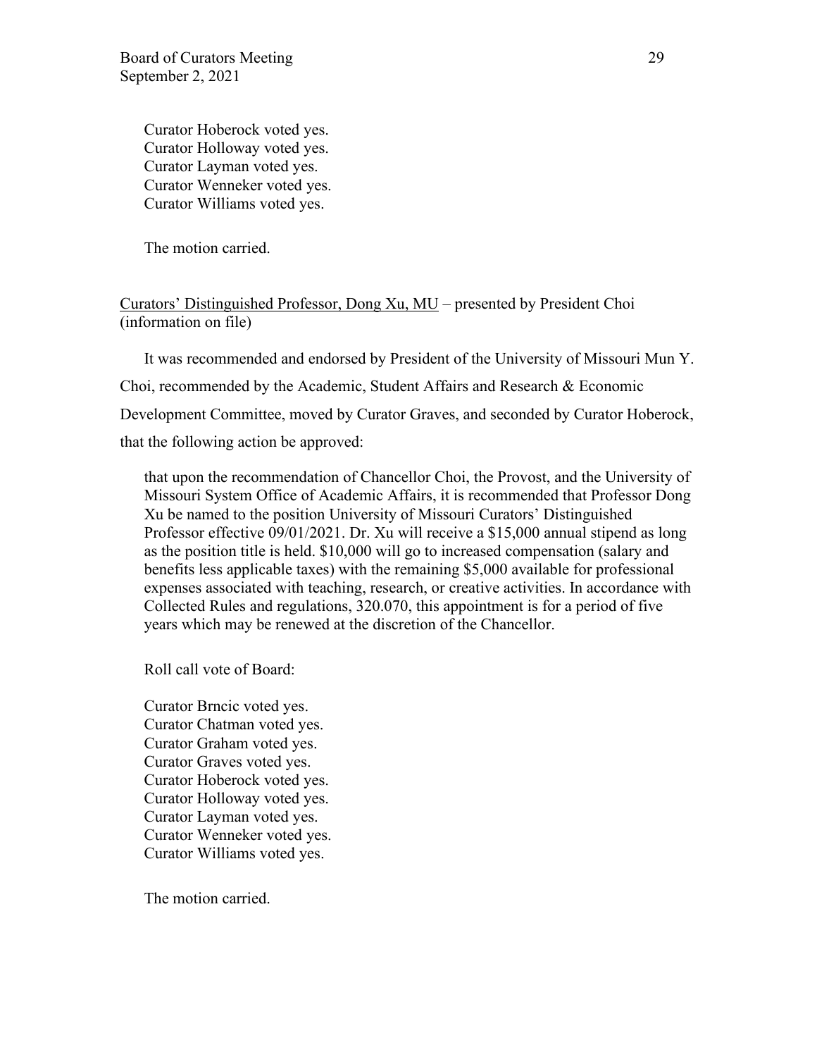Curator Hoberock voted yes.
Curator Holloway voted yes.
Curator Layman voted yes.
Curator Wenneker voted yes.
Curator Williams voted yes.

The motion carried.

Curators' Distinguished Professor, Dong Xu, MU – presented by President Choi (information on file)

It was recommended and endorsed by President of the University of Missouri Mun Y. Choi, recommended by the Academic, Student Affairs and Research & Economic Development Committee, moved by Curator Graves, and seconded by Curator Hoberock, that the following action be approved:

> that upon the recommendation of Chancellor Choi, the Provost, and the University of Missouri System Office of Academic Affairs, it is recommended that Professor Dong Xu be named to the position University of Missouri Curators' Distinguished Professor effective 09/01/2021. Dr. Xu will receive a $15,000 annual stipend as long as the position title is held. $10,000 will go to increased compensation (salary and benefits less applicable taxes) with the remaining $5,000 available for professional expenses associated with teaching, research, or creative activities. In accordance with Collected Rules and regulations, 320.070, this appointment is for a period of five years which may be renewed at the discretion of the Chancellor.

Roll call vote of Board:

Curator Brncic voted yes.
Curator Chatman voted yes.
Curator Graham voted yes.
Curator Graves voted yes.
Curator Hoberock voted yes.
Curator Holloway voted yes.
Curator Layman voted yes.
Curator Wenneker voted yes.
Curator Williams voted yes.

The motion carried.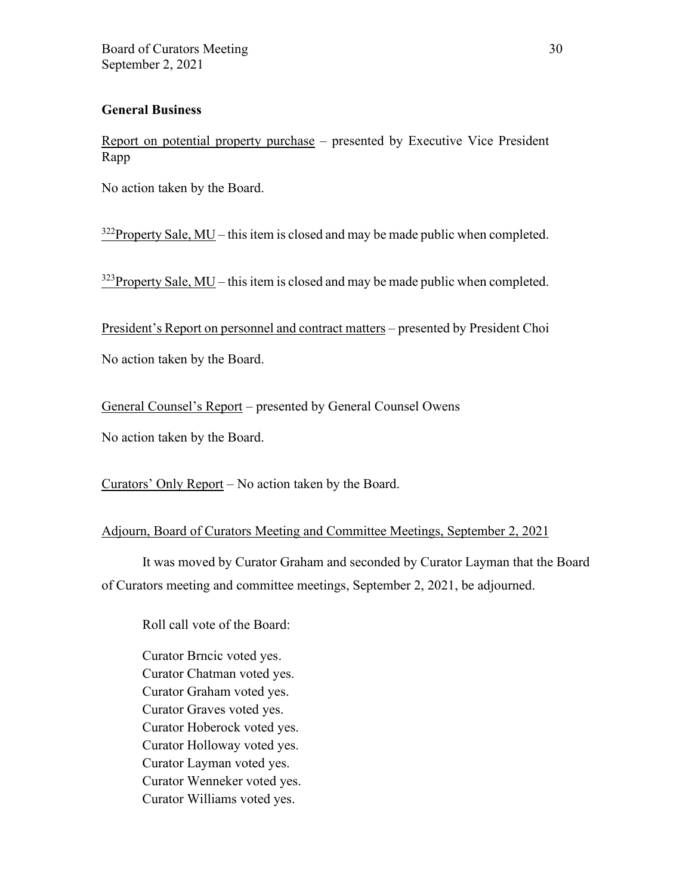## General Business

Report on potential property purchase – presented by Executive Vice President Rapp

No action taken by the Board.

[322]Property Sale, MU – this item is closed and may be made public when completed.

[323]Property Sale, MU – this item is closed and may be made public when completed.

President's Report on personnel and contract matters – presented by President Choi

No action taken by the Board.

General Counsel's Report – presented by General Counsel Owens

No action taken by the Board.

Curators' Only Report – No action taken by the Board.

Adjourn, Board of Curators Meeting and Committee Meetings, September 2, 2021

It was moved by Curator Graham and seconded by Curator Layman that the Board of Curators meeting and committee meetings, September 2, 2021, be adjourned.

Roll call vote of the Board:

Curator Brncic voted yes.
Curator Chatman voted yes.
Curator Graham voted yes.
Curator Graves voted yes.
Curator Hoberock voted yes.
Curator Holloway voted yes.
Curator Layman voted yes.
Curator Wenneker voted yes.
Curator Williams voted yes.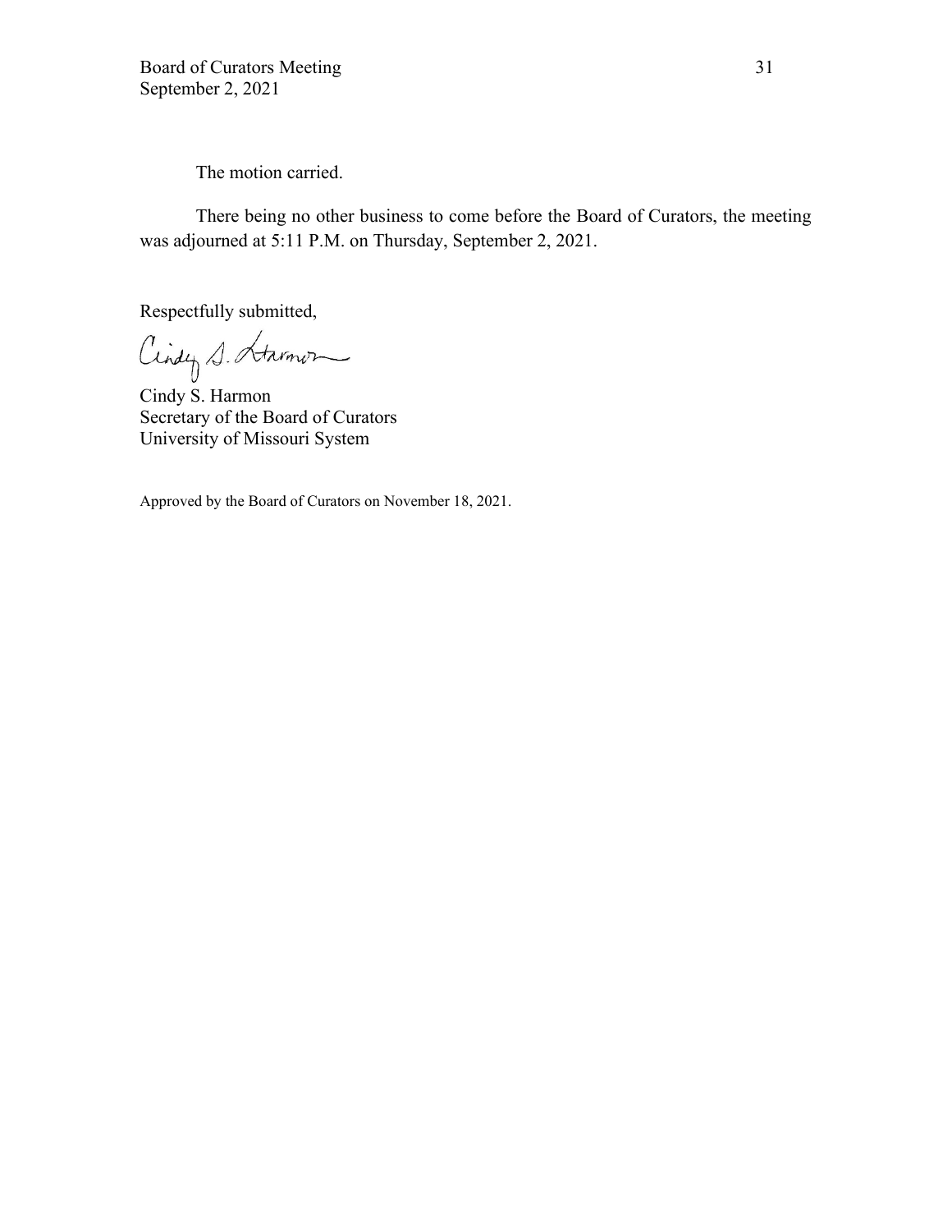The motion carried.

There being no other business to come before the Board of Curators, the meeting was adjourned at 5:11 P.M. on Thursday, September 2, 2021.

Respectfully submitted,

Cindy S. Harmon
Secretary of the Board of Curators
University of Missouri System

Approved by the Board of Curators on November 18, 2021.